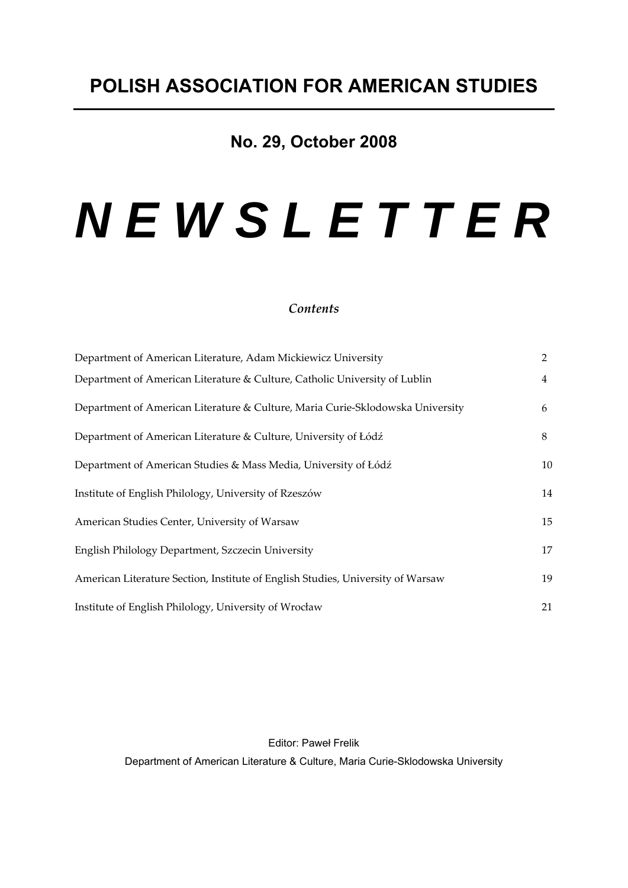# POLISH ASSOCIATION FOR AMERICAN STUDIES

## No. 29, October 2008

# *N E W S L E T T E R*

*Contents*

| | |
|---|---|
| Department of American Literature, Adam Mickiewicz University | 2 |
| Department of American Literature & Culture, Catholic University of Lublin | 4 |
| Department of American Literature & Culture, Maria Curie-Sklodowska University | 6 |
| Department of American Literature & Culture, University of Łódź | 8 |
| Department of American Studies & Mass Media, University of Łódź | 10 |
| Institute of English Philology, University of Rzeszów | 14 |
| American Studies Center, University of Warsaw | 15 |
| English Philology Department, Szczecin University | 17 |
| American Literature Section, Institute of English Studies, University of Warsaw | 19 |
| Institute of English Philology, University of Wrocław | 21 |

Editor: Paweł Frelik

Department of American Literature & Culture, Maria Curie-Sklodowska University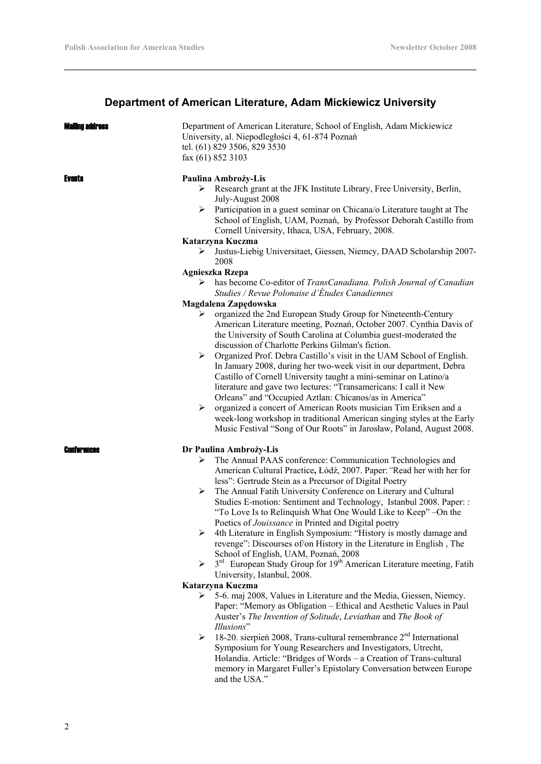## Department of American Literature, Adam Mickiewicz University

**Mailing address**

Department of American Literature, School of English, Adam Mickiewicz University, al. Niepodległości 4, 61-874 Poznań
tel. (61) 829 3506, 829 3530
fax (61) 852 3103

**Events**

**Paulina Ambroży-Lis**

- Research grant at the JFK Institute Library, Free University, Berlin, July-August 2008
- Participation in a guest seminar on Chicana/o Literature taught at The School of English, UAM, Poznań, by Professor Deborah Castillo from Cornell University, Ithaca, USA, February, 2008.

**Katarzyna Kuczma**

- Justus-Liebig Universitaet, Giessen, Niemcy, DAAD Scholarship 2007-2008

**Agnieszka Rzepa**

- has become Co-editor of *TransCanadiana. Polish Journal of Canadian Studies / Revue Polonaise d'Études Canadiennes*

**Magdalena Zapędowska**

- organized the 2nd European Study Group for Nineteenth-Century American Literature meeting, Poznań, October 2007. Cynthia Davis of the University of South Carolina at Columbia guest-moderated the discussion of Charlotte Perkins Gilman's fiction.
- Organized Prof. Debra Castillo's visit in the UAM School of English. In January 2008, during her two-week visit in our department, Debra Castillo of Cornell University taught a mini-seminar on Latino/a literature and gave two lectures: "Transamericans: I call it New Orleans" and "Occupied Aztlan: Chicanos/as in America"
- organized a concert of American Roots musician Tim Eriksen and a week-long workshop in traditional American singing styles at the Early Music Festival "Song of Our Roots" in Jarosław, Poland, August 2008.

**Conferences**

**Dr Paulina Ambroży-Lis**

- The Annual PAAS conference: Communication Technologies and American Cultural Practice**,** Łódź, 2007. Paper: *"*Read her with her for less": Gertrude Stein as a Precursor of Digital Poetry
- The Annual Fatih University Conference on Literary and Cultural Studies E-motion: Sentiment and Technology, Istanbul 2008. Paper: : "To Love Is to Relinquish What One Would Like to Keep" –On the Poetics of *Jouissance* in Printed and Digital poetry
- 4th Literature in English Symposium: "History is mostly damage and revenge": Discourses of/on History in the Literature in English , The School of English, UAM, Poznań, 2008
- 3rd European Study Group for 19th American Literature meeting, Fatih University, Istanbul, 2008.

**Katarzyna Kuczma**

- 5-6. maj 2008, Values in Literature and the Media, Giessen, Niemcy. Paper: "Memory as Obligation – Ethical and Aesthetic Values in Paul Auster's *The Invention of Solitude*, *Leviathan* and *The Book of Illusions*"
- 18-20. sierpień 2008, Trans-cultural remembrance 2nd International Symposium for Young Researchers and Investigators, Utrecht, Holandia. Article: "Bridges of Words – a Creation of Trans-cultural memory in Margaret Fuller's Epistolary Conversation between Europe and the USA."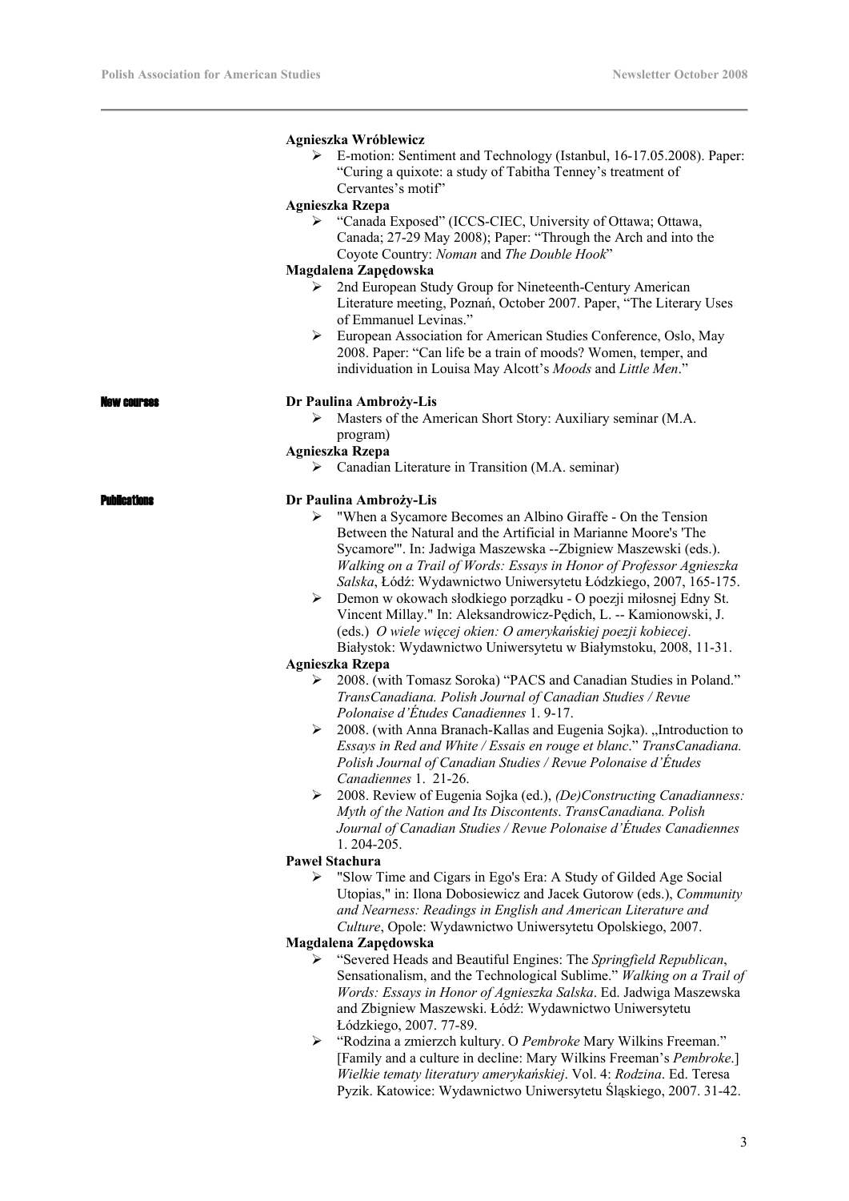**Agnieszka Wróblewicz**

- E-motion: Sentiment and Technology (Istanbul, 16-17.05.2008). Paper: "Curing a quixote: a study of Tabitha Tenney's treatment of Cervantes's motif"

**Agnieszka Rzepa**

- "Canada Exposed" (ICCS-CIEC, University of Ottawa; Ottawa, Canada; 27-29 May 2008); Paper: "Through the Arch and into the Coyote Country: *Noman* and *The Double Hook*"

**Magdalena Zapędowska**

- 2nd European Study Group for Nineteenth-Century American Literature meeting, Poznań, October 2007. Paper, "The Literary Uses of Emmanuel Levinas."
- European Association for American Studies Conference, Oslo, May 2008. Paper: "Can life be a train of moods? Women, temper, and individuation in Louisa May Alcott's *Moods* and *Little Men*."

## New courses

**Dr Paulina Ambroży-Lis**

- Masters of the American Short Story: Auxiliary seminar (M.A. program)

**Agnieszka Rzepa**

- Canadian Literature in Transition (M.A. seminar)

## Publications

**Dr Paulina Ambroży-Lis**

- "When a Sycamore Becomes an Albino Giraffe - On the Tension Between the Natural and the Artificial in Marianne Moore's 'The Sycamore'". In: Jadwiga Maszewska --Zbigniew Maszewski (eds.). *Walking on a Trail of Words: Essays in Honor of Professor Agnieszka Salska*, Łódź: Wydawnictwo Uniwersytetu Łódzkiego, 2007, 165-175.
- Demon w okowach słodkiego porządku - O poezji miłosnej Edny St. Vincent Millay." In: Aleksandrowicz-Pędich, L. -- Kamionowski, J. (eds.) *O wiele więcej okien: O amerykańskiej poezji kobiecej*. Białystok: Wydawnictwo Uniwersytetu w Białymstoku, 2008, 11-31.

**Agnieszka Rzepa**

- 2008. (with Tomasz Soroka) "PACS and Canadian Studies in Poland." *TransCanadiana. Polish Journal of Canadian Studies / Revue Polonaise d'Études Canadiennes* 1. 9-17.
- 2008. (with Anna Branach-Kallas and Eugenia Sojka). „Introduction to *Essays in Red and White / Essais en rouge et blanc*." *TransCanadiana. Polish Journal of Canadian Studies / Revue Polonaise d'Études Canadiennes* 1. 21-26.
- 2008. Review of Eugenia Sojka (ed.), *(De)Constructing Canadianness: Myth of the Nation and Its Discontents*. *TransCanadiana. Polish Journal of Canadian Studies / Revue Polonaise d'Études Canadiennes* 1. 204-205.

**Paweł Stachura**

- "Slow Time and Cigars in Ego's Era: A Study of Gilded Age Social Utopias," in: Ilona Dobosiewicz and Jacek Gutorow (eds.), *Community and Nearness: Readings in English and American Literature and Culture*, Opole: Wydawnictwo Uniwersytetu Opolskiego, 2007.

**Magdalena Zapędowska**

- "Severed Heads and Beautiful Engines: The *Springfield Republican*, Sensationalism, and the Technological Sublime." *Walking on a Trail of Words: Essays in Honor of Agnieszka Salska*. Ed. Jadwiga Maszewska and Zbigniew Maszewski. Łódź: Wydawnictwo Uniwersytetu Łódzkiego, 2007. 77-89.
- "Rodzina a zmierzch kultury. O *Pembroke* Mary Wilkins Freeman." [Family and a culture in decline: Mary Wilkins Freeman's *Pembroke*.] *Wielkie tematy literatury amerykańskiej*. Vol. 4: *Rodzina*. Ed. Teresa Pyzik. Katowice: Wydawnictwo Uniwersytetu Śląskiego, 2007. 31-42.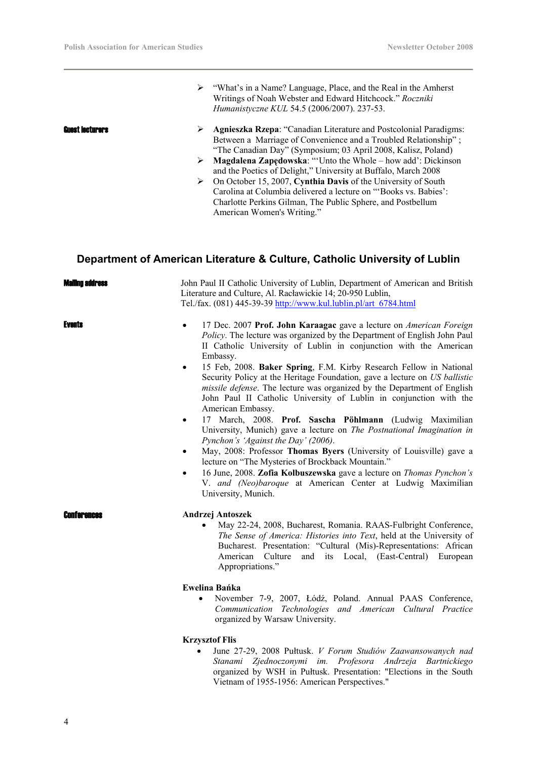- "What's in a Name? Language, Place, and the Real in the Amherst Writings of Noah Webster and Edward Hitchcock." *Roczniki Humanistyczne KUL* 54.5 (2006/2007). 237-53.

**Guest lecturers**

- **Agnieszka Rzepa**: "Canadian Literature and Postcolonial Paradigms: Between a Marriage of Convenience and a Troubled Relationship" ; "The Canadian Day" (Symposium; 03 April 2008, Kalisz, Poland)
- **Magdalena Zapędowska**: "'Unto the Whole – how add': Dickinson and the Poetics of Delight," University at Buffalo, March 2008
- On October 15, 2007, **Cynthia Davis** of the University of South Carolina at Columbia delivered a lecture on "'Books vs. Babies': Charlotte Perkins Gilman, The Public Sphere, and Postbellum American Women's Writing."

## Department of American Literature & Culture, Catholic University of Lublin

**Mailing address**

John Paul II Catholic University of Lublin, Department of American and British Literature and Culture, Al. Racławickie 14; 20-950 Lublin,
Tel./fax. (081) 445-39-39 http://www.kul.lublin.pl/art_6784.html

**Events**

- 17 Dec. 2007 **Prof. John Karaagac** gave a lecture on *American Foreign Policy*. The lecture was organized by the Department of English John Paul II Catholic University of Lublin in conjunction with the American Embassy.
- 15 Feb, 2008. **Baker Spring**, F.M. Kirby Research Fellow in National Security Policy at the Heritage Foundation, gave a lecture on *US ballistic missile defense*. The lecture was organized by the Department of English John Paul II Catholic University of Lublin in conjunction with the American Embassy.
- 17 March, 2008. **Prof. Sascha Pöhlmann** (Ludwig Maximilian University, Munich) gave a lecture on *The Postnational Imagination in Pynchon's 'Against the Day' (2006)*.
- May, 2008: Professor **Thomas Byers** (University of Louisville) gave a lecture on "The Mysteries of Brockback Mountain."
- 16 June, 2008. **Zofia Kolbuszewska** gave a lecture on *Thomas Pynchon's V. and (Neo)baroque* at American Center at Ludwig Maximilian University, Munich.

**Conferences**

**Andrzej Antoszek**

- May 22-24, 2008, Bucharest, Romania. RAAS-Fulbright Conference, *The Sense of America: Histories into Text*, held at the University of Bucharest. Presentation: "Cultural (Mis)-Representations: African American Culture and its Local, (East-Central) European Appropriations."

**Ewelina Bańka**

- November 7-9, 2007, Łódź, Poland. Annual PAAS Conference, *Communication Technologies and American Cultural Practice* organized by Warsaw University.

**Krzysztof Flis**

- June 27-29, 2008 Pułtusk. *V Forum Studiów Zaawansowanych nad Stanami Zjednoczonymi im. Profesora Andrzeja Bartnickiego* organized by WSH in Pułtusk. Presentation: "Elections in the South Vietnam of 1955-1956: American Perspectives."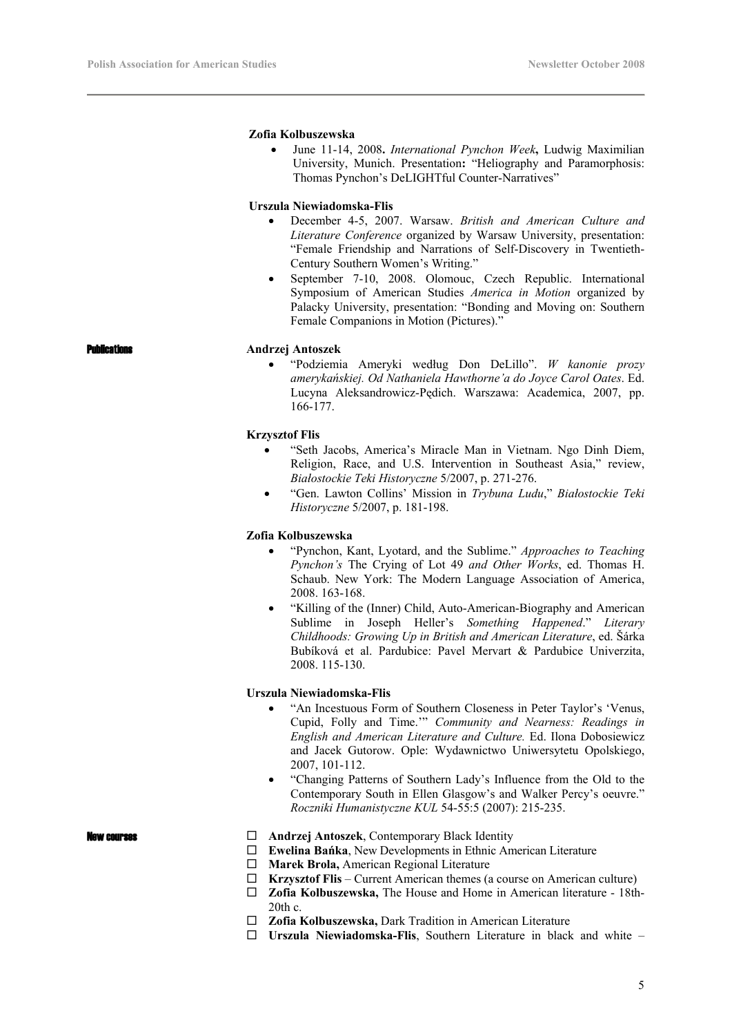**Zofia Kolbuszewska**

- June 11-14, 2008**.** *International Pynchon Week***,** Ludwig Maximilian University, Munich. Presentation**:** "Heliography and Paramorphosis: Thomas Pynchon's DeLIGHTful Counter-Narratives"

**Urszula Niewiadomska-Flis**

- December 4-5, 2007. Warsaw. *British and American Culture and Literature Conference* organized by Warsaw University, presentation: "Female Friendship and Narrations of Self-Discovery in Twentieth-Century Southern Women's Writing."
- September 7-10, 2008. Olomouc, Czech Republic. International Symposium of American Studies *America in Motion* organized by Palacky University, presentation: "Bonding and Moving on: Southern Female Companions in Motion (Pictures)."

## Publications

**Andrzej Antoszek**

- "Podziemia Ameryki według Don DeLillo". *W kanonie prozy amerykańskiej. Od Nathaniela Hawthorne'a do Joyce Carol Oates*. Ed. Lucyna Aleksandrowicz-Pędich. Warszawa: Academica, 2007, pp. 166-177.

**Krzysztof Flis**

- "Seth Jacobs, America's Miracle Man in Vietnam. Ngo Dinh Diem, Religion, Race, and U.S. Intervention in Southeast Asia," review, *Białostockie Teki Historyczne* 5/2007, p. 271-276.
- "Gen. Lawton Collins' Mission in *Trybuna Ludu*," *Białostockie Teki Historyczne* 5/2007, p. 181-198.

**Zofia Kolbuszewska**

- "Pynchon, Kant, Lyotard, and the Sublime." *Approaches to Teaching Pynchon's* The Crying of Lot 49 *and Other Works*, ed. Thomas H. Schaub. New York: The Modern Language Association of America, 2008. 163-168.
- "Killing of the (Inner) Child, Auto-American-Biography and American Sublime in Joseph Heller's *Something Happened*." *Literary Childhoods: Growing Up in British and American Literature*, ed. Šárka Bubíková et al. Pardubice: Pavel Mervart & Pardubice Univerzita, 2008. 115-130.

**Urszula Niewiadomska-Flis**

- "An Incestuous Form of Southern Closeness in Peter Taylor's 'Venus, Cupid, Folly and Time.'" *Community and Nearness: Readings in English and American Literature and Culture.* Ed. Ilona Dobosiewicz and Jacek Gutorow. Ople: Wydawnictwo Uniwersytetu Opolskiego, 2007, 101-112.
- "Changing Patterns of Southern Lady's Influence from the Old to the Contemporary South in Ellen Glasgow's and Walker Percy's oeuvre." *Roczniki Humanistyczne KUL* 54-55:5 (2007): 215-235.

## New courses

- **Andrzej Antoszek**, Contemporary Black Identity
- **Ewelina Bańka**, New Developments in Ethnic American Literature
- **Marek Brola,** American Regional Literature
- **Krzysztof Flis** – Current American themes (a course on American culture)
- **Zofia Kolbuszewska,** The House and Home in American literature - 18th-20th c.
- **Zofia Kolbuszewska,** Dark Tradition in American Literature
- **Urszula Niewiadomska-Flis**, Southern Literature in black and white –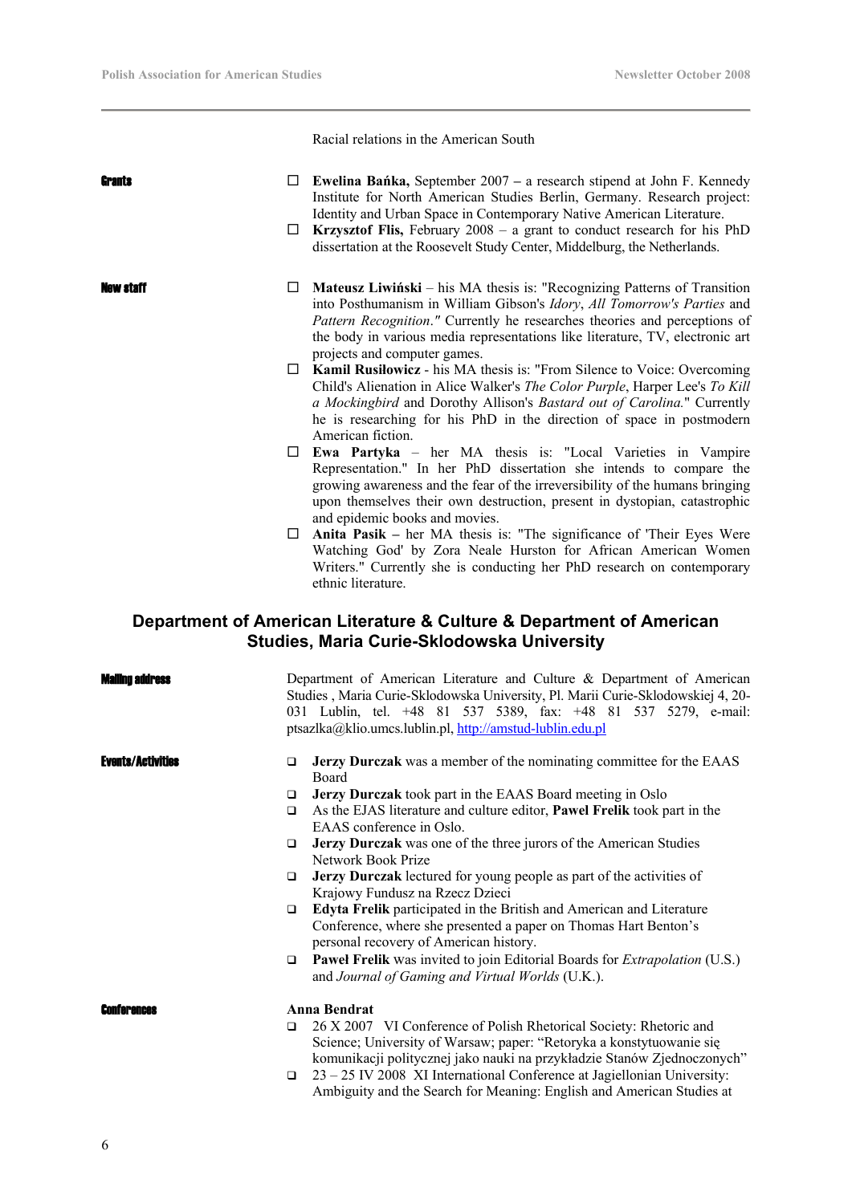Racial relations in the American South

**Grants**

- **Ewelina Bańka,** September 2007 – a research stipend at John F. Kennedy Institute for North American Studies Berlin, Germany. Research project: Identity and Urban Space in Contemporary Native American Literature.
- **Krzysztof Flis,** February 2008 – a grant to conduct research for his PhD dissertation at the Roosevelt Study Center, Middelburg, the Netherlands.

**New staff**

- **Mateusz Liwiński** – his MA thesis is: "Recognizing Patterns of Transition into Posthumanism in William Gibson's *Idory*, *All Tomorrow's Parties* and *Pattern Recognition*." Currently he researches theories and perceptions of the body in various media representations like literature, TV, electronic art projects and computer games.
- **Kamil Rusiłowicz** - his MA thesis is: "From Silence to Voice: Overcoming Child's Alienation in Alice Walker's *The Color Purple*, Harper Lee's *To Kill a Mockingbird* and Dorothy Allison's *Bastard out of Carolina.*" Currently he is researching for his PhD in the direction of space in postmodern American fiction.
- **Ewa Partyka** – her MA thesis is: "Local Varieties in Vampire Representation." In her PhD dissertation she intends to compare the growing awareness and the fear of the irreversibility of the humans bringing upon themselves their own destruction, present in dystopian, catastrophic and epidemic books and movies.
- **Anita Pasik –** her MA thesis is: "The significance of 'Their Eyes Were Watching God' by Zora Neale Hurston for African American Women Writers." Currently she is conducting her PhD research on contemporary ethnic literature.

## Department of American Literature & Culture & Department of American Studies, Maria Curie-Sklodowska University

**Mailing address**

Department of American Literature and Culture & Department of American Studies , Maria Curie-Sklodowska University, Pl. Marii Curie-Sklodowskiej 4, 20-031 Lublin, tel. +48 81 537 5389, fax: +48 81 537 5279, e-mail: ptsazlka@klio.umcs.lublin.pl, http://amstud-lublin.edu.pl

**Events/Activities**

- **Jerzy Durczak** was a member of the nominating committee for the EAAS Board
- **Jerzy Durczak** took part in the EAAS Board meeting in Oslo
- As the EJAS literature and culture editor, **Pawel Frelik** took part in the EAAS conference in Oslo.
- **Jerzy Durczak** was one of the three jurors of the American Studies Network Book Prize
- **Jerzy Durczak** lectured for young people as part of the activities of Krajowy Fundusz na Rzecz Dzieci
- **Edyta Frelik** participated in the British and American and Literature Conference, where she presented a paper on Thomas Hart Benton's personal recovery of American history.
- **Paweł Frelik** was invited to join Editorial Boards for *Extrapolation* (U.S.) and *Journal of Gaming and Virtual Worlds* (U.K.).

**Conferences**

**Anna Bendrat**

- 26 X 2007 VI Conference of Polish Rhetorical Society: Rhetoric and Science; University of Warsaw; paper: "Retoryka a konstytuowanie się komunikacji politycznej jako nauki na przykładzie Stanów Zjednoczonych"
- 23 – 25 IV 2008 XI International Conference at Jagiellonian University: Ambiguity and the Search for Meaning: English and American Studies at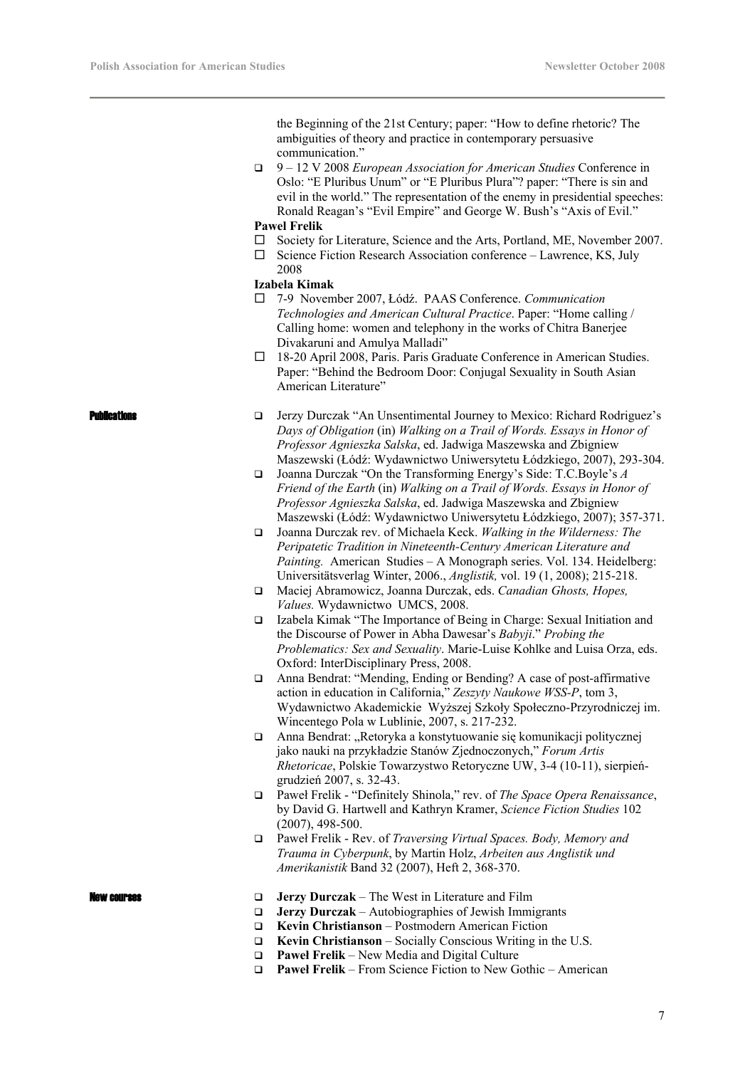the Beginning of the 21st Century; paper: "How to define rhetoric? The ambiguities of theory and practice in contemporary persuasive communication."

- 9 – 12 V 2008 *European Association for American Studies* Conference in Oslo: "E Pluribus Unum" or "E Pluribus Plura"? paper: "There is sin and evil in the world." The representation of the enemy in presidential speeches: Ronald Reagan's "Evil Empire" and George W. Bush's "Axis of Evil."

**Pawel Frelik**

- Society for Literature, Science and the Arts, Portland, ME, November 2007.
- Science Fiction Research Association conference – Lawrence, KS, July 2008

**Izabela Kimak**

- 7-9 November 2007, Łódź. PAAS Conference. *Communication Technologies and American Cultural Practice*. Paper: "Home calling / Calling home: women and telephony in the works of Chitra Banerjee Divakaruni and Amulya Malladi"
- 18-20 April 2008, Paris. Paris Graduate Conference in American Studies. Paper: "Behind the Bedroom Door: Conjugal Sexuality in South Asian American Literature"

## Publications

- Jerzy Durczak "An Unsentimental Journey to Mexico: Richard Rodriguez's *Days of Obligation* (in) *Walking on a Trail of Words. Essays in Honor of Professor Agnieszka Salska*, ed. Jadwiga Maszewska and Zbigniew Maszewski (Łódź: Wydawnictwo Uniwersytetu Łódzkiego, 2007), 293-304.
- Joanna Durczak "On the Transforming Energy's Side: T.C.Boyle's *A Friend of the Earth* (in) *Walking on a Trail of Words. Essays in Honor of Professor Agnieszka Salska*, ed. Jadwiga Maszewska and Zbigniew Maszewski (Łódź: Wydawnictwo Uniwersytetu Łódzkiego, 2007); 357-371.
- Joanna Durczak rev. of Michaela Keck. *Walking in the Wilderness: The Peripatetic Tradition in Nineteenth-Century American Literature and Painting.* American Studies – A Monograph series. Vol. 134. Heidelberg: Universitätsverlag Winter, 2006., *Anglistik,* vol. 19 (1, 2008); 215-218.
- Maciej Abramowicz, Joanna Durczak, eds. *Canadian Ghosts, Hopes, Values.* Wydawnictwo UMCS, 2008.
- Izabela Kimak "The Importance of Being in Charge: Sexual Initiation and the Discourse of Power in Abha Dawesar's *Babyji*." *Probing the Problematics: Sex and Sexuality*. Marie-Luise Kohlke and Luisa Orza, eds. Oxford: InterDisciplinary Press, 2008.
- Anna Bendrat: "Mending, Ending or Bending? A case of post-affirmative action in education in California," *Zeszyty Naukowe WSS-P*, tom 3, Wydawnictwo Akademickie Wyższej Szkoły Społeczno-Przyrodniczej im. Wincentego Pola w Lublinie, 2007, s. 217-232.
- Anna Bendrat: „Retoryka a konstytuowanie się komunikacji politycznej jako nauki na przykładzie Stanów Zjednoczonych," *Forum Artis Rhetoricae*, Polskie Towarzystwo Retoryczne UW, 3-4 (10-11), sierpień-grudzień 2007, s. 32-43.
- Paweł Frelik - "Definitely Shinola," rev. of *The Space Opera Renaissance*, by David G. Hartwell and Kathryn Kramer, *Science Fiction Studies* 102 (2007), 498-500.
- Paweł Frelik - Rev. of *Traversing Virtual Spaces. Body, Memory and Trauma in Cyberpunk*, by Martin Holz, *Arbeiten aus Anglistik und Amerikanistik* Band 32 (2007), Heft 2, 368-370.

## New courses

- **Jerzy Durczak** – The West in Literature and Film
- **Jerzy Durczak** – Autobiographies of Jewish Immigrants
- **Kevin Christianson** – Postmodern American Fiction
- **Kevin Christianson** – Socially Conscious Writing in the U.S.
- **Paweł Frelik** – New Media and Digital Culture
- **Paweł Frelik** – From Science Fiction to New Gothic – American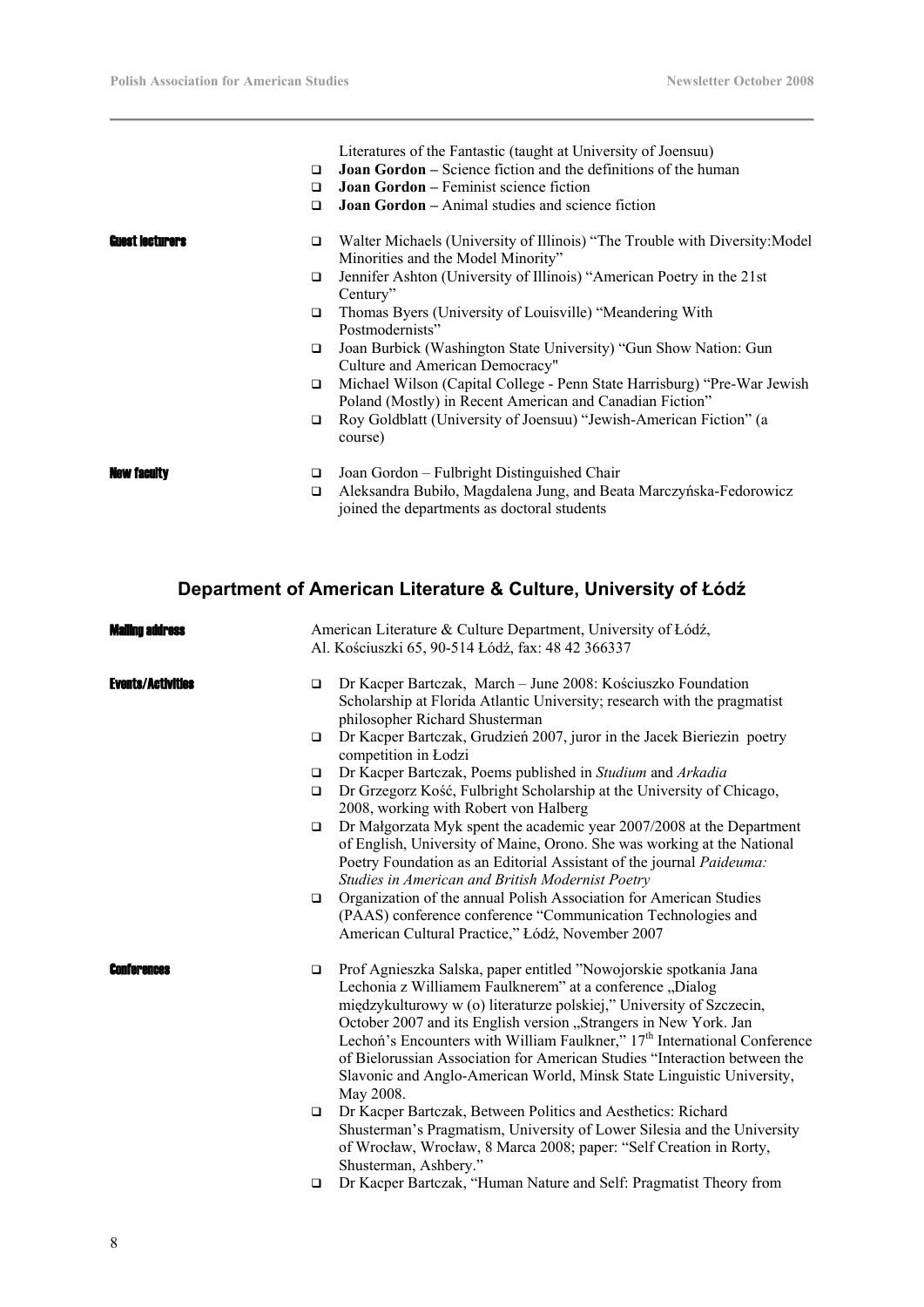Literatures of the Fantastic (taught at University of Joensuu)

- **Joan Gordon –** Science fiction and the definitions of the human
- **Joan Gordon –** Feminist science fiction
- **Joan Gordon –** Animal studies and science fiction

**Guest lecturers**

- Walter Michaels (University of Illinois) "The Trouble with Diversity:Model Minorities and the Model Minority"
- Jennifer Ashton (University of Illinois) "American Poetry in the 21st Century"
- Thomas Byers (University of Louisville) "Meandering With Postmodernists"
- Joan Burbick (Washington State University) "Gun Show Nation: Gun Culture and American Democracy"
- Michael Wilson (Capital College - Penn State Harrisburg) "Pre-War Jewish Poland (Mostly) in Recent American and Canadian Fiction"
- Roy Goldblatt (University of Joensuu) "Jewish-American Fiction" (a course)

**New faculty**

- Joan Gordon – Fulbright Distinguished Chair
- Aleksandra Bubiło, Magdalena Jung, and Beata Marczyńska-Fedorowicz joined the departments as doctoral students

## Department of American Literature & Culture, University of Łódź

**Mailing address**

American Literature & Culture Department, University of Łódź,
Al. Kościuszki 65, 90-514 Łódź, fax: 48 42 366337

**Events/Activities**

- Dr Kacper Bartczak, March – June 2008: Kościuszko Foundation Scholarship at Florida Atlantic University; research with the pragmatist philosopher Richard Shusterman
- Dr Kacper Bartczak, Grudzień 2007, juror in the Jacek Bieriezin poetry competition in Łodzi
- Dr Kacper Bartczak, Poems published in *Studium* and *Arkadia*
- Dr Grzegorz Kość, Fulbright Scholarship at the University of Chicago, 2008, working with Robert von Halberg
- Dr Małgorzata Myk spent the academic year 2007/2008 at the Department of English, University of Maine, Orono. She was working at the National Poetry Foundation as an Editorial Assistant of the journal *Paideuma: Studies in American and British Modernist Poetry*
- Organization of the annual Polish Association for American Studies (PAAS) conference conference "Communication Technologies and American Cultural Practice," Łódź, November 2007

**Conferences**

- Prof Agnieszka Salska, paper entitled "Nowojorskie spotkania Jana Lechonia z Williamem Faulknerem" at a conference „Dialog międzykulturowy w (o) literaturze polskiej," University of Szczecin, October 2007 and its English version „Strangers in New York. Jan Lechoń's Encounters with William Faulkner," 17th International Conference of Bielorussian Association for American Studies "Interaction between the Slavonic and Anglo-American World, Minsk State Linguistic University, May 2008.
- Dr Kacper Bartczak, Between Politics and Aesthetics: Richard Shusterman's Pragmatism, University of Lower Silesia and the University of Wrocław, Wrocław, 8 Marca 2008; paper: "Self Creation in Rorty, Shusterman, Ashbery."
- Dr Kacper Bartczak, "Human Nature and Self: Pragmatist Theory from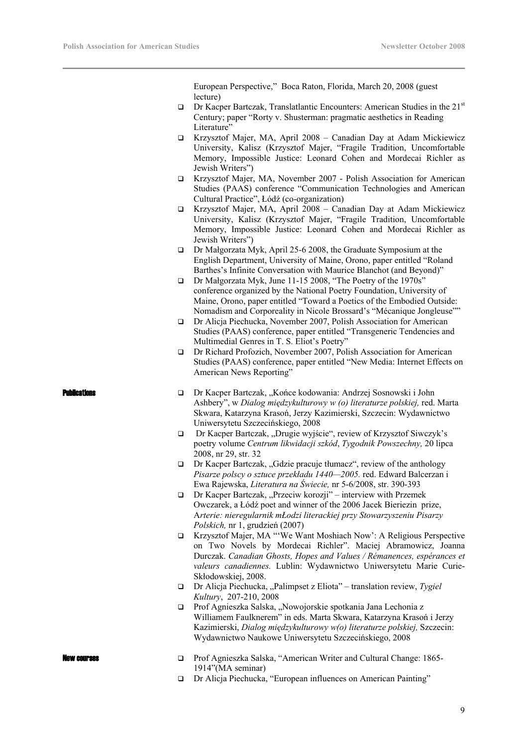European Perspective," Boca Raton, Florida, March 20, 2008 (guest lecture)

- Dr Kacper Bartczak, Translatlantic Encounters: American Studies in the 21st Century; paper "Rorty v. Shusterman: pragmatic aesthetics in Reading Literature"
- Krzysztof Majer, MA, April 2008 – Canadian Day at Adam Mickiewicz University, Kalisz (Krzysztof Majer, "Fragile Tradition, Uncomfortable Memory, Impossible Justice: Leonard Cohen and Mordecai Richler as Jewish Writers")
- Krzysztof Majer, MA, November 2007 - Polish Association for American Studies (PAAS) conference "Communication Technologies and American Cultural Practice", Łódź (co-organization)
- Krzysztof Majer, MA, April 2008 – Canadian Day at Adam Mickiewicz University, Kalisz (Krzysztof Majer, "Fragile Tradition, Uncomfortable Memory, Impossible Justice: Leonard Cohen and Mordecai Richler as Jewish Writers")
- Dr Małgorzata Myk, April 25-6 2008, the Graduate Symposium at the English Department, University of Maine, Orono, paper entitled "Roland Barthes's Infinite Conversation with Maurice Blanchot (and Beyond)"
- Dr Małgorzata Myk, June 11-15 2008, "The Poetry of the 1970s" conference organized by the National Poetry Foundation, University of Maine, Orono, paper entitled "Toward a Poetics of the Embodied Outside: Nomadism and Corporeality in Nicole Brossard's "Mécanique Jongleuse""
- Dr Alicja Piechucka, November 2007, Polish Association for American Studies (PAAS) conference, paper entitled "Transgeneric Tendencies and Multimedial Genres in T. S. Eliot's Poetry"
- Dr Richard Profozich, November 2007, Polish Association for American Studies (PAAS) conference, paper entitled "New Media: Internet Effects on American News Reporting"

**Publications**

- Dr Kacper Bartczak, „Końce kodowania: Andrzej Sosnowski i John Ashbery", w *Dialog międzykulturowy w (o) literaturze polskiej,* red. Marta Skwara, Katarzyna Krasoń, Jerzy Kazimierski, Szczecin: Wydawnictwo Uniwersytetu Szczecińskiego, 2008
- Dr Kacper Bartczak, „Drugie wyjście", review of Krzysztof Siwczyk's poetry volume *Centrum likwidacji szkód*, *Tygodnik Powszechny,* 20 lipca 2008, nr 29, str. 32
- Dr Kacper Bartczak, „Gdzie pracuje tłumacz", review of the anthology *Pisarze polscy o sztuce przekładu 1440—2005.* red. Edward Balcerzan i Ewa Rajewska, *Literatura na Świecie,* nr 5-6/2008, str. 390-393
- Dr Kacper Bartczak, „Przeciw korozji" – interview with Przemek Owczarek, a Łódź poet and winner of the 2006 Jacek Bieriezin prize, A*rterie: nieregularnik młodzi literackiej przy Stowarzyszeniu Pisarzy Polskich,* nr 1, grudzień (2007)
- Krzysztof Majer, MA "'We Want Moshiach Now': A Religious Perspective on Two Novels by Mordecai Richler". Maciej Abramowicz, Joanna Durczak. *Canadian Ghosts, Hopes and Values / Rémanences, espérances et valeurs canadiennes.* Lublin: Wydawnictwo Uniwersytetu Marie Curie-Skłodowskiej, 2008.
- Dr Alicja Piechucka, „Palimpset z Eliota" – translation review, *Tygiel Kultury*, 207-210, 2008
- Prof Agnieszka Salska, „Nowojorskie spotkania Jana Lechonia z Williamem Faulknerem" in eds. Marta Skwara, Katarzyna Krasoń i Jerzy Kazimierski, *Dialog międzykulturowy w(o) literaturze polskiej,* Szczecin: Wydawnictwo Naukowe Uniwersytetu Szczecińskiego, 2008

**New courses**

- Prof Agnieszka Salska, "American Writer and Cultural Change: 1865-1914"(MA seminar)
- Dr Alicja Piechucka, "European influences on American Painting"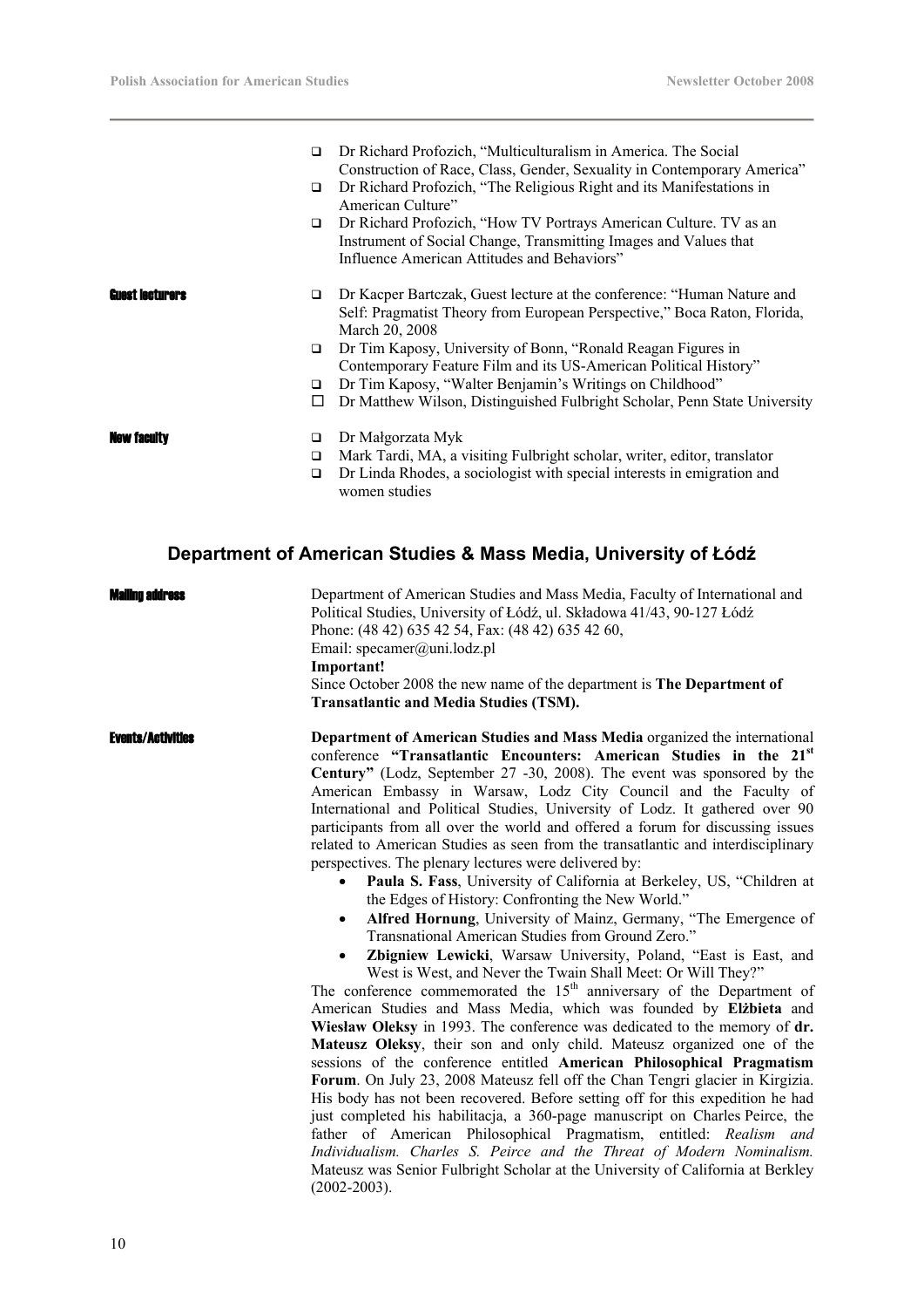- Dr Richard Profozich, "Multiculturalism in America. The Social Construction of Race, Class, Gender, Sexuality in Contemporary America"
- Dr Richard Profozich, "The Religious Right and its Manifestations in American Culture"
- Dr Richard Profozich, "How TV Portrays American Culture. TV as an Instrument of Social Change, Transmitting Images and Values that Influence American Attitudes and Behaviors"

**Guest lecturers**

- Dr Kacper Bartczak, Guest lecture at the conference: "Human Nature and Self: Pragmatist Theory from European Perspective," Boca Raton, Florida, March 20, 2008
- Dr Tim Kaposy, University of Bonn, "Ronald Reagan Figures in Contemporary Feature Film and its US-American Political History"
- Dr Tim Kaposy, "Walter Benjamin's Writings on Childhood"
- Dr Matthew Wilson, Distinguished Fulbright Scholar, Penn State University

**New faculty**

- Dr Małgorzata Myk
- Mark Tardi, MA, a visiting Fulbright scholar, writer, editor, translator
- Dr Linda Rhodes, a sociologist with special interests in emigration and women studies

## Department of American Studies & Mass Media, University of Łódź

**Mailing address**

Department of American Studies and Mass Media, Faculty of International and Political Studies, University of Łódź, ul. Składowa 41/43, 90-127 Łódź
Phone: (48 42) 635 42 54, Fax: (48 42) 635 42 60,
Email: specamer@uni.lodz.pl
**Important!**
Since October 2008 the new name of the department is **The Department of Transatlantic and Media Studies (TSM).**

**Events/Activities**

**Department of American Studies and Mass Media** organized the international conference **"Transatlantic Encounters: American Studies in the 21st Century"** (Lodz, September 27 -30, 2008). The event was sponsored by the American Embassy in Warsaw, Lodz City Council and the Faculty of International and Political Studies, University of Lodz. It gathered over 90 participants from all over the world and offered a forum for discussing issues related to American Studies as seen from the transatlantic and interdisciplinary perspectives. The plenary lectures were delivered by:

- **Paula S. Fass**, University of California at Berkeley, US, "Children at the Edges of History: Confronting the New World."
- **Alfred Hornung**, University of Mainz, Germany, "The Emergence of Transnational American Studies from Ground Zero."
- **Zbigniew Lewicki**, Warsaw University, Poland, "East is East, and West is West, and Never the Twain Shall Meet: Or Will They?"

The conference commemorated the 15th anniversary of the Department of American Studies and Mass Media, which was founded by **Elżbieta** and **Wiesław Oleksy** in 1993. The conference was dedicated to the memory of **dr. Mateusz Oleksy**, their son and only child. Mateusz organized one of the sessions of the conference entitled **American Philosophical Pragmatism Forum**. On July 23, 2008 Mateusz fell off the Chan Tengri glacier in Kirgizia. His body has not been recovered. Before setting off for this expedition he had just completed his habilitacja, a 360-page manuscript on Charles Peirce, the father of American Philosophical Pragmatism, entitled: *Realism and Individualism. Charles S. Peirce and the Threat of Modern Nominalism.* Mateusz was Senior Fulbright Scholar at the University of California at Berkley (2002-2003).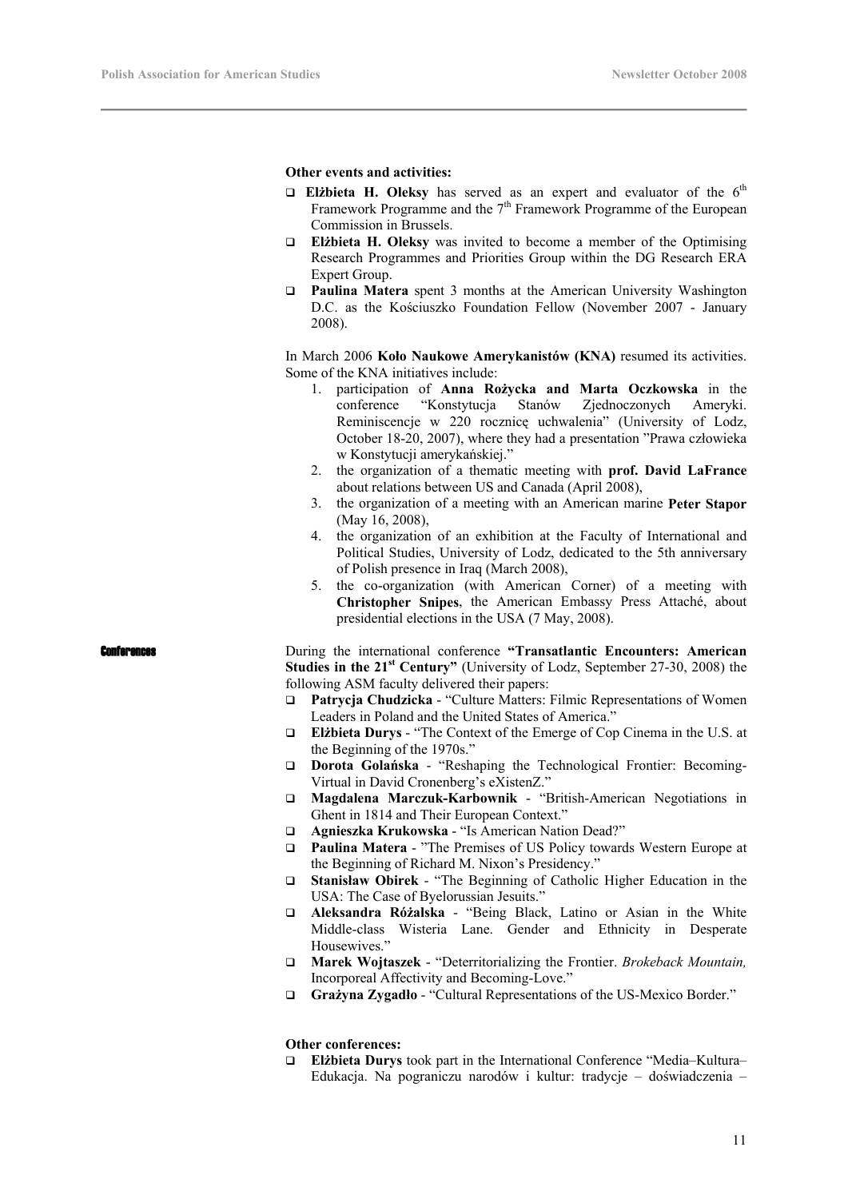**Other events and activities:**

- **Elżbieta H. Oleksy** has served as an expert and evaluator of the 6th Framework Programme and the 7th Framework Programme of the European Commission in Brussels.
- **Elżbieta H. Oleksy** was invited to become a member of the Optimising Research Programmes and Priorities Group within the DG Research ERA Expert Group.
- **Paulina Matera** spent 3 months at the American University Washington D.C. as the Kościuszko Foundation Fellow (November 2007 - January 2008).

In March 2006 **Koło Naukowe Amerykanistów (KNA)** resumed its activities. Some of the KNA initiatives include:

1. participation of **Anna Rożycka and Marta Oczkowska** in the conference "Konstytucja Stanów Zjednoczonych Ameryki. Reminiscencje w 220 rocznicę uchwalenia" (University of Lodz, October 18-20, 2007), where they had a presentation "Prawa człowieka w Konstytucji amerykańskiej."
2. the organization of a thematic meeting with **prof. David LaFrance** about relations between US and Canada (April 2008),
3. the organization of a meeting with an American marine **Peter Stapor** (May 16, 2008),
4. the organization of an exhibition at the Faculty of International and Political Studies, University of Lodz, dedicated to the 5th anniversary of Polish presence in Iraq (March 2008),
5. the co-organization (with American Corner) of a meeting with **Christopher Snipes**, the American Embassy Press Attaché, about presidential elections in the USA (7 May, 2008).

## Conferences

During the international conference **"Transatlantic Encounters: American Studies in the 21st Century"** (University of Lodz, September 27-30, 2008) the following ASM faculty delivered their papers:

- **Patrycja Chudzicka** - "Culture Matters: Filmic Representations of Women Leaders in Poland and the United States of America."
- **Elżbieta Durys** - "The Context of the Emerge of Cop Cinema in the U.S. at the Beginning of the 1970s."
- **Dorota Golańska** - "Reshaping the Technological Frontier: Becoming-Virtual in David Cronenberg's eXistenZ."
- **Magdalena Marczuk-Karbownik** - "British-American Negotiations in Ghent in 1814 and Their European Context."
- **Agnieszka Krukowska** - "Is American Nation Dead?"
- **Paulina Matera** - "The Premises of US Policy towards Western Europe at the Beginning of Richard M. Nixon's Presidency."
- **Stanisław Obirek** - "The Beginning of Catholic Higher Education in the USA: The Case of Byelorussian Jesuits."
- **Aleksandra Różalska** - "Being Black, Latino or Asian in the White Middle-class Wisteria Lane. Gender and Ethnicity in Desperate Housewives."
- **Marek Wojtaszek** - "Deterritorializing the Frontier. *Brokeback Mountain,* Incorporeal Affectivity and Becoming-Love."
- **Grażyna Zygadło** - "Cultural Representations of the US-Mexico Border."

**Other conferences:**

- **Elżbieta Durys** took part in the International Conference "Media–Kultura–Edukacja. Na pograniczu narodów i kultur: tradycje – doświadczenia –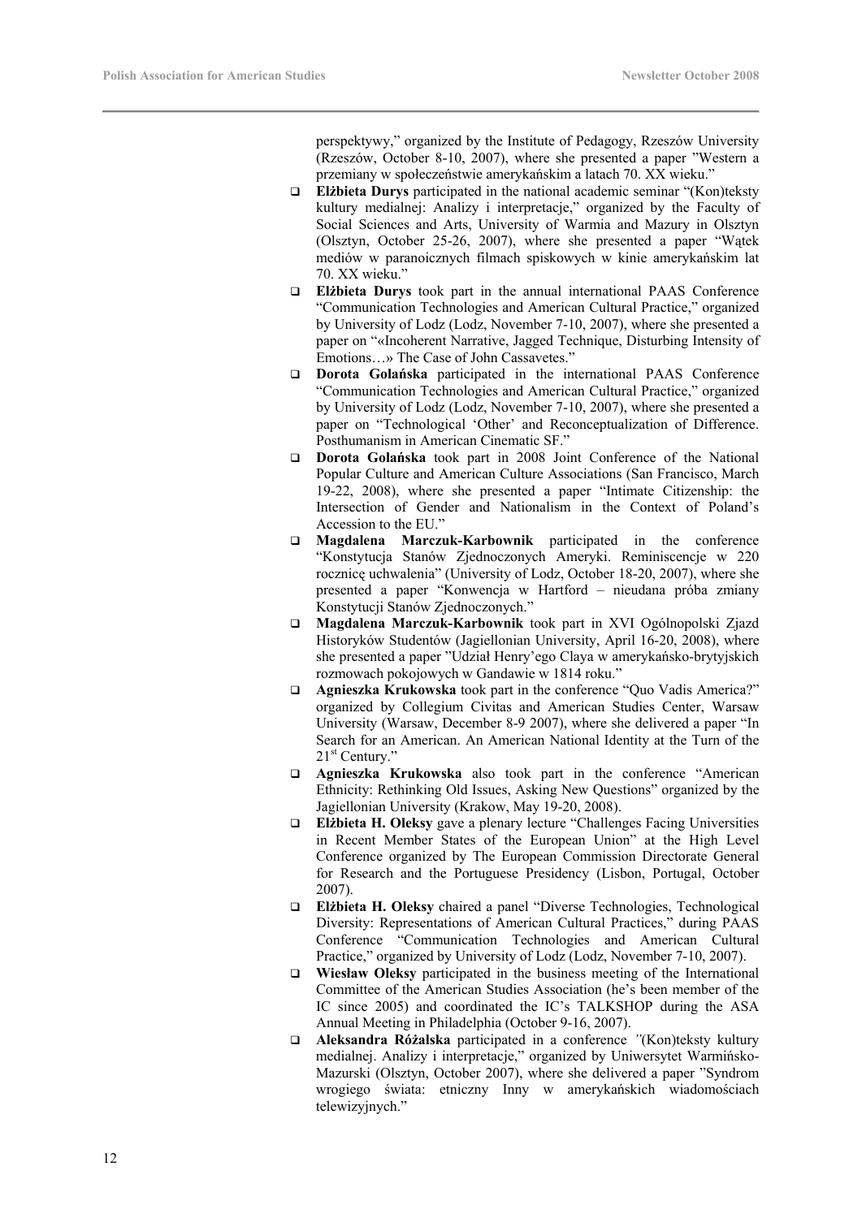perspektywy," organized by the Institute of Pedagogy, Rzeszów University (Rzeszów, October 8-10, 2007), where she presented a paper "Western a przemiany w społeczeństwie amerykańskim a latach 70. XX wieku."

- **Elżbieta Durys** participated in the national academic seminar "(Kon)teksty kultury medialnej: Analizy i interpretacje," organized by the Faculty of Social Sciences and Arts, University of Warmia and Mazury in Olsztyn (Olsztyn, October 25-26, 2007), where she presented a paper "Wątek mediów w paranoicznych filmach spiskowych w kinie amerykańskim lat 70. XX wieku."
- **Elżbieta Durys** took part in the annual international PAAS Conference "Communication Technologies and American Cultural Practice," organized by University of Lodz (Lodz, November 7-10, 2007), where she presented a paper on "«Incoherent Narrative, Jagged Technique, Disturbing Intensity of Emotions…» The Case of John Cassavetes."
- **Dorota Golańska** participated in the international PAAS Conference "Communication Technologies and American Cultural Practice," organized by University of Lodz (Lodz, November 7-10, 2007), where she presented a paper on "Technological 'Other' and Reconceptualization of Difference. Posthumanism in American Cinematic SF."
- **Dorota Golańska** took part in 2008 Joint Conference of the National Popular Culture and American Culture Associations (San Francisco, March 19-22, 2008), where she presented a paper "Intimate Citizenship: the Intersection of Gender and Nationalism in the Context of Poland's Accession to the EU."
- **Magdalena Marczuk-Karbownik** participated in the conference "Konstytucja Stanów Zjednoczonych Ameryki. Reminiscencje w 220 rocznicę uchwalenia" (University of Lodz, October 18-20, 2007), where she presented a paper "Konwencja w Hartford – nieudana próba zmiany Konstytucji Stanów Zjednoczonych."
- **Magdalena Marczuk-Karbownik** took part in XVI Ogólnopolski Zjazd Historyków Studentów (Jagiellonian University, April 16-20, 2008), where she presented a paper "Udział Henry'ego Claya w amerykańsko-brytyjskich rozmowach pokojowych w Gandawie w 1814 roku."
- **Agnieszka Krukowska** took part in the conference "Quo Vadis America?" organized by Collegium Civitas and American Studies Center, Warsaw University (Warsaw, December 8-9 2007), where she delivered a paper "In Search for an American. An American National Identity at the Turn of the 21st Century."
- **Agnieszka Krukowska** also took part in the conference "American Ethnicity: Rethinking Old Issues, Asking New Questions" organized by the Jagiellonian University (Krakow, May 19-20, 2008).
- **Elżbieta H. Oleksy** gave a plenary lecture "Challenges Facing Universities in Recent Member States of the European Union" at the High Level Conference organized by The European Commission Directorate General for Research and the Portuguese Presidency (Lisbon, Portugal, October 2007).
- **Elżbieta H. Oleksy** chaired a panel "Diverse Technologies, Technological Diversity: Representations of American Cultural Practices," during PAAS Conference "Communication Technologies and American Cultural Practice," organized by University of Lodz (Lodz, November 7-10, 2007).
- **Wiesław Oleksy** participated in the business meeting of the International Committee of the American Studies Association (he's been member of the IC since 2005) and coordinated the IC's TALKSHOP during the ASA Annual Meeting in Philadelphia (October 9-16, 2007).
- **Aleksandra Różalska** participated in a conference "(Kon)teksty kultury medialnej. Analizy i interpretacje," organized by Uniwersytet Warmińsko-Mazurski (Olsztyn, October 2007), where she delivered a paper "Syndrom wrogiego świata: etniczny Inny w amerykańskich wiadomościach telewizyjnych."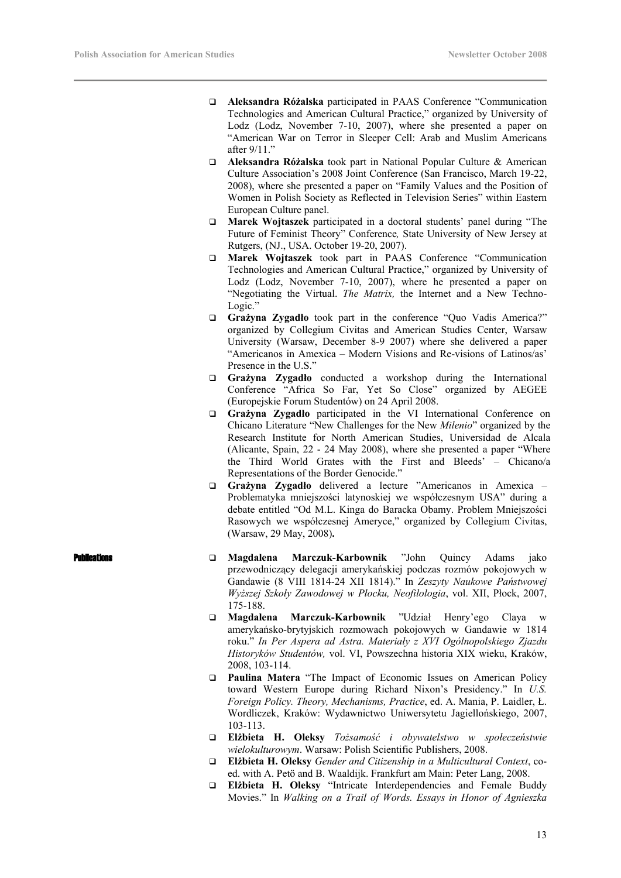- **Aleksandra Różalska** participated in PAAS Conference "Communication Technologies and American Cultural Practice," organized by University of Lodz (Lodz, November 7-10, 2007), where she presented a paper on "American War on Terror in Sleeper Cell: Arab and Muslim Americans after 9/11."
- **Aleksandra Różalska** took part in National Popular Culture & American Culture Association's 2008 Joint Conference (San Francisco, March 19-22, 2008), where she presented a paper on "Family Values and the Position of Women in Polish Society as Reflected in Television Series" within Eastern European Culture panel.
- **Marek Wojtaszek** participated in a doctoral students' panel during "The Future of Feminist Theory" Conference*,* State University of New Jersey at Rutgers, (NJ., USA. October 19-20, 2007).
- **Marek Wojtaszek** took part in PAAS Conference "Communication Technologies and American Cultural Practice," organized by University of Lodz (Lodz, November 7-10, 2007), where he presented a paper on "Negotiating the Virtual. *The Matrix,* the Internet and a New Techno-Logic."
- **Grażyna Zygadło** took part in the conference "Quo Vadis America?" organized by Collegium Civitas and American Studies Center, Warsaw University (Warsaw, December 8-9 2007) where she delivered a paper "Americanos in Amexica – Modern Visions and Re-visions of Latinos/as' Presence in the U.S."
- **Grażyna Zygadło** conducted a workshop during the International Conference "Africa So Far, Yet So Close" organized by AEGEE (Europejskie Forum Studentów) on 24 April 2008.
- **Grażyna Zygadło** participated in the VI International Conference on Chicano Literature "New Challenges for the New *Milenio*" organized by the Research Institute for North American Studies, Universidad de Alcala (Alicante, Spain, 22 - 24 May 2008), where she presented a paper "Where the Third World Grates with the First and Bleeds' – Chicano/a Representations of the Border Genocide."
- **Grażyna Zygadło** delivered a lecture "Americanos in Amexica – Problematyka mniejszości latynoskiej we współczesnym USA" during a debate entitled "Od M.L. Kinga do Baracka Obamy. Problem Mniejszości Rasowych we współczesnej Ameryce," organized by Collegium Civitas, (Warsaw, 29 May, 2008)**.**

**Publications**

- **Magdalena Marczuk-Karbownik** "John Quincy Adams jako przewodniczący delegacji amerykańskiej podczas rozmów pokojowych w Gandawie (8 VIII 1814-24 XII 1814)." In *Zeszyty Naukowe Państwowej Wyższej Szkoły Zawodowej w Płocku, Neofilologia*, vol. XII, Płock, 2007, 175-188.
- **Magdalena Marczuk-Karbownik** "Udział Henry'ego Claya w amerykańsko-brytyjskich rozmowach pokojowych w Gandawie w 1814 roku." *In Per Aspera ad Astra. Materiały z XVI Ogólnopolskiego Zjazdu Historyków Studentów,* vol. VI, Powszechna historia XIX wieku, Kraków, 2008, 103-114.
- **Paulina Matera** "The Impact of Economic Issues on American Policy toward Western Europe during Richard Nixon's Presidency." In *U.S. Foreign Policy. Theory, Mechanisms, Practice*, ed. A. Mania, P. Laidler, Ł. Wordliczek, Kraków: Wydawnictwo Uniwersytetu Jagiellońskiego, 2007, 103-113.
- **Elżbieta H. Oleksy** *Tożsamość i obywatelstwo w społeczeństwie wielokulturowym*. Warsaw: Polish Scientific Publishers, 2008.
- **Elżbieta H. Oleksy** *Gender and Citizenship in a Multicultural Context*, co-ed. with A. Petö and B. Waaldijk. Frankfurt am Main: Peter Lang, 2008.
- **Elżbieta H. Oleksy** "Intricate Interdependencies and Female Buddy Movies." In *Walking on a Trail of Words. Essays in Honor of Agnieszka*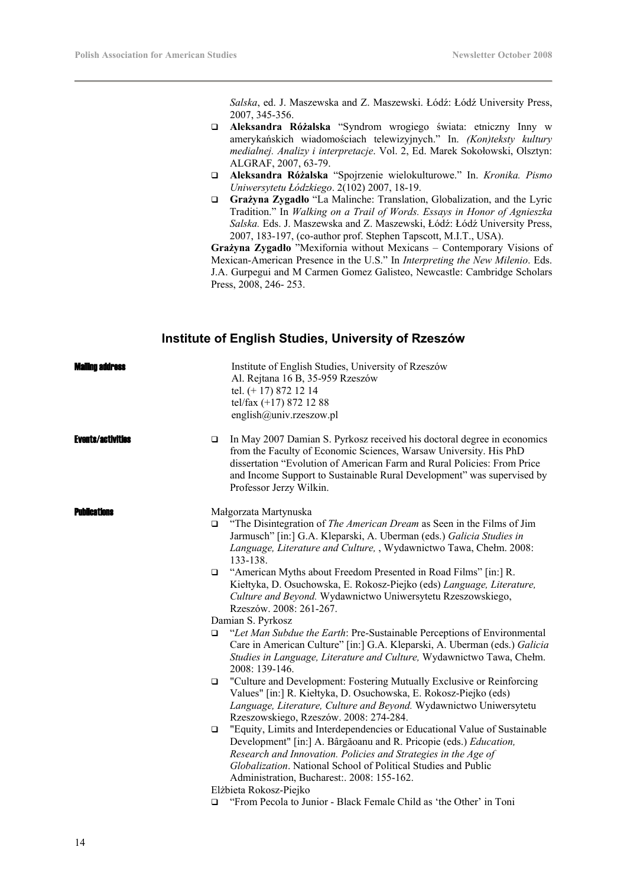*Salska*, ed. J. Maszewska and Z. Maszewski. Łódź: Łódź University Press, 2007, 345-356.

- **Aleksandra Różalska** "Syndrom wrogiego świata: etniczny Inny w amerykańskich wiadomościach telewizyjnych." In. *(Kon)teksty kultury medialnej. Analizy i interpretacje*. Vol. 2, Ed. Marek Sokołowski, Olsztyn: ALGRAF, 2007, 63-79.
- **Aleksandra Różalska** "Spojrzenie wielokulturowe." In. *Kronika. Pismo Uniwersytetu Łódzkiego*. 2(102) 2007, 18-19.
- **Grażyna Zygadło** "La Malinche: Translation, Globalization, and the Lyric Tradition." In *Walking on a Trail of Words. Essays in Honor of Agnieszka Salska.* Eds. J. Maszewska and Z. Maszewski, Łódź: Łódź University Press, 2007, 183-197, (co-author prof. Stephen Tapscott, M.I.T., USA).

**Grażyna Zygadło** "Mexifornia without Mexicans – Contemporary Visions of Mexican-American Presence in the U.S." In *Interpreting the New Milenio*. Eds. J.A. Gurpegui and M Carmen Gomez Galisteo, Newcastle: Cambridge Scholars Press, 2008, 246- 253.

## Institute of English Studies, University of Rzeszów

**Mailing address**

Institute of English Studies, University of Rzeszów
Al. Rejtana 16 B, 35-959 Rzeszów
tel. (+ 17) 872 12 14
tel/fax (+17) 872 12 88
english@univ.rzeszow.pl

**Events/activities**

- In May 2007 Damian S. Pyrkosz received his doctoral degree in economics from the Faculty of Economic Sciences, Warsaw University. His PhD dissertation "Evolution of American Farm and Rural Policies: From Price and Income Support to Sustainable Rural Development" was supervised by Professor Jerzy Wilkin.

**Publications**

Małgorzata Martynuska

- "The Disintegration of *The American Dream* as Seen in the Films of Jim Jarmusch" [in:] G.A. Kleparski, A. Uberman (eds.) *Galicia Studies in Language, Literature and Culture,* , Wydawnictwo Tawa, Chełm. 2008: 133-138.
- "American Myths about Freedom Presented in Road Films" [in:] R. Kiełtyka, D. Osuchowska, E. Rokosz-Piejko (eds) *Language, Literature, Culture and Beyond.* Wydawnictwo Uniwersytetu Rzeszowskiego, Rzeszów. 2008: 261-267.

Damian S. Pyrkosz

- "*Let Man Subdue the Earth*: Pre-Sustainable Perceptions of Environmental Care in American Culture" [in:] G.A. Kleparski, A. Uberman (eds.) *Galicia Studies in Language, Literature and Culture,* Wydawnictwo Tawa, Chełm. 2008: 139-146.
- "Culture and Development: Fostering Mutually Exclusive or Reinforcing Values" [in:] R. Kiełtyka, D. Osuchowska, E. Rokosz-Piejko (eds) *Language, Literature, Culture and Beyond.* Wydawnictwo Uniwersytetu Rzeszowskiego, Rzeszów. 2008: 274-284.
- "Equity, Limits and Interdependencies or Educational Value of Sustainable Development" [in:] A. Bârgăoanu and R. Pricopie (eds.) *Education, Research and Innovation. Policies and Strategies in the Age of Globalization*. National School of Political Studies and Public Administration, Bucharest:. 2008: 155-162.

Elżbieta Rokosz-Piejko

- "From Pecola to Junior - Black Female Child as 'the Other' in Toni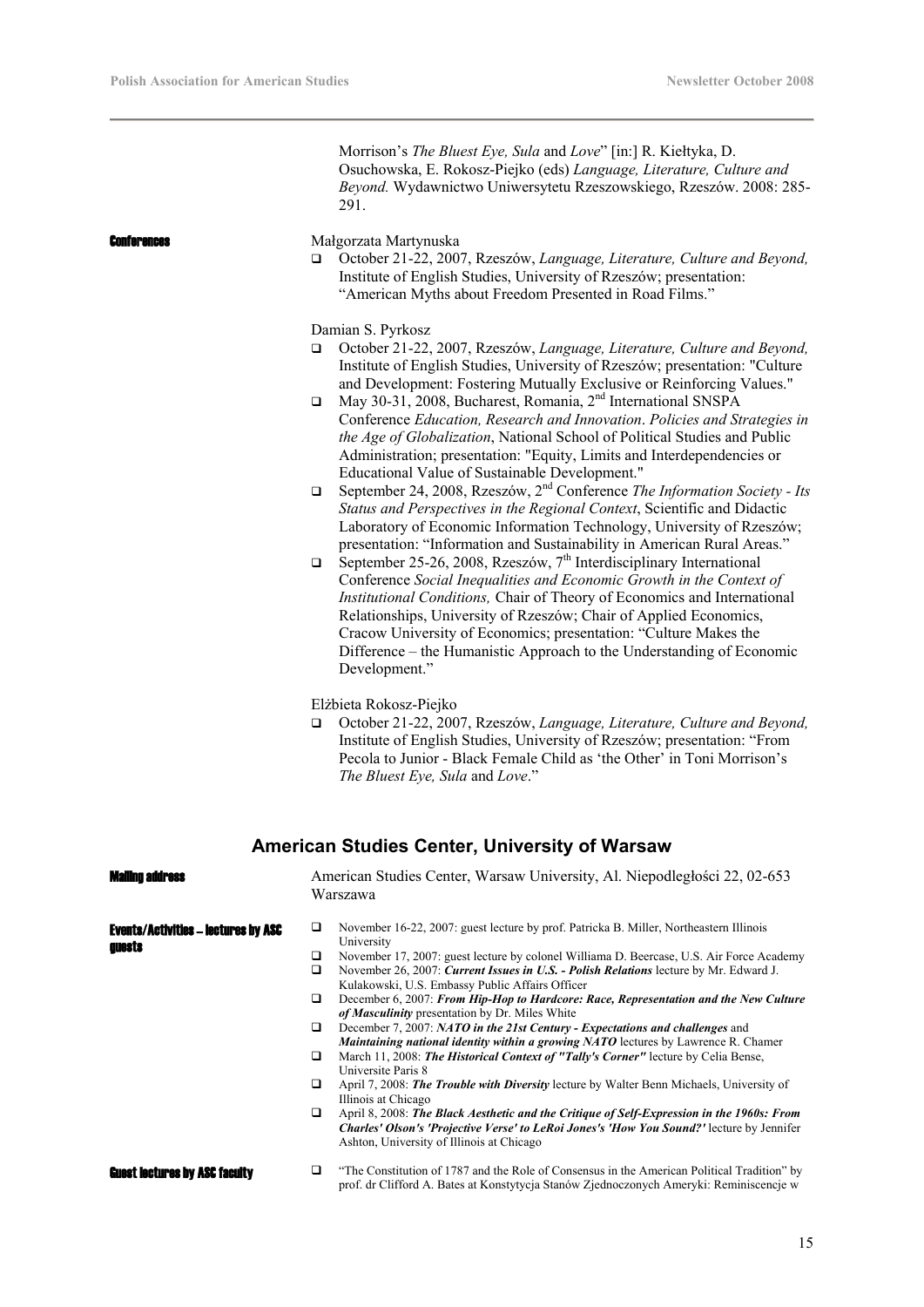Morrison's *The Bluest Eye, Sula* and *Love*" [in:] R. Kiełtyka, D. Osuchowska, E. Rokosz-Piejko (eds) *Language, Literature, Culture and Beyond.* Wydawnictwo Uniwersytetu Rzeszowskiego, Rzeszów. 2008: 285-291.

**Conferences**

Małgorzata Martynuska

- October 21-22, 2007, Rzeszów, *Language, Literature, Culture and Beyond,* Institute of English Studies, University of Rzeszów; presentation: "American Myths about Freedom Presented in Road Films."

Damian S. Pyrkosz

- October 21-22, 2007, Rzeszów, *Language, Literature, Culture and Beyond,* Institute of English Studies, University of Rzeszów; presentation: "Culture and Development: Fostering Mutually Exclusive or Reinforcing Values."
- May 30-31, 2008, Bucharest, Romania, 2nd International SNSPA Conference *Education, Research and Innovation*. *Policies and Strategies in the Age of Globalization*, National School of Political Studies and Public Administration; presentation: "Equity, Limits and Interdependencies or Educational Value of Sustainable Development."
- September 24, 2008, Rzeszów, 2nd Conference *The Information Society - Its Status and Perspectives in the Regional Context*, Scientific and Didactic Laboratory of Economic Information Technology, University of Rzeszów; presentation: "Information and Sustainability in American Rural Areas."
- September 25-26, 2008, Rzeszów, 7th Interdisciplinary International Conference *Social Inequalities and Economic Growth in the Context of Institutional Conditions,* Chair of Theory of Economics and International Relationships, University of Rzeszów; Chair of Applied Economics, Cracow University of Economics; presentation: "Culture Makes the Difference – the Humanistic Approach to the Understanding of Economic Development."

Elżbieta Rokosz-Piejko

- October 21-22, 2007, Rzeszów, *Language, Literature, Culture and Beyond,* Institute of English Studies, University of Rzeszów; presentation: "From Pecola to Junior - Black Female Child as 'the Other' in Toni Morrison's *The Bluest Eye, Sula* and *Love*."

## American Studies Center, University of Warsaw

**Mailing address**

American Studies Center, Warsaw University, Al. Niepodległości 22, 02-653 Warszawa

**Events/Activities – lectures by ASC guests**

- November 16-22, 2007: guest lecture by prof. Patricka B. Miller, Northeastern Illinois University
- November 17, 2007: guest lecture by colonel Williama D. Beercase, U.S. Air Force Academy
- November 26, 2007: ***Current Issues in U.S. - Polish Relations*** lecture by Mr. Edward J. Kulakowski, U.S. Embassy Public Affairs Officer
- December 6, 2007: ***From Hip-Hop to Hardcore: Race, Representation and the New Culture of Masculinity*** presentation by Dr. Miles White
- December 7, 2007: ***NATO in the 21st Century - Expectations and challenges*** and ***Maintaining national identity within a growing NATO*** lectures by Lawrence R. Chamer
- March 11, 2008: ***The Historical Context of "Tally's Corner"*** lecture by Celia Bense, Universite Paris 8
- April 7, 2008: ***The Trouble with Diversity*** lecture by Walter Benn Michaels, University of Illinois at Chicago
- April 8, 2008: ***The Black Aesthetic and the Critique of Self-Expression in the 1960s: From Charles' Olson's 'Projective Verse' to LeRoi Jones's 'How You Sound?'*** lecture by Jennifer Ashton, University of Illinois at Chicago

**Guest lectures by ASC faculty**

- "The Constitution of 1787 and the Role of Consensus in the American Political Tradition" by prof. dr Clifford A. Bates at Konstytycja Stanów Zjednoczonych Ameryki: Reminiscencje w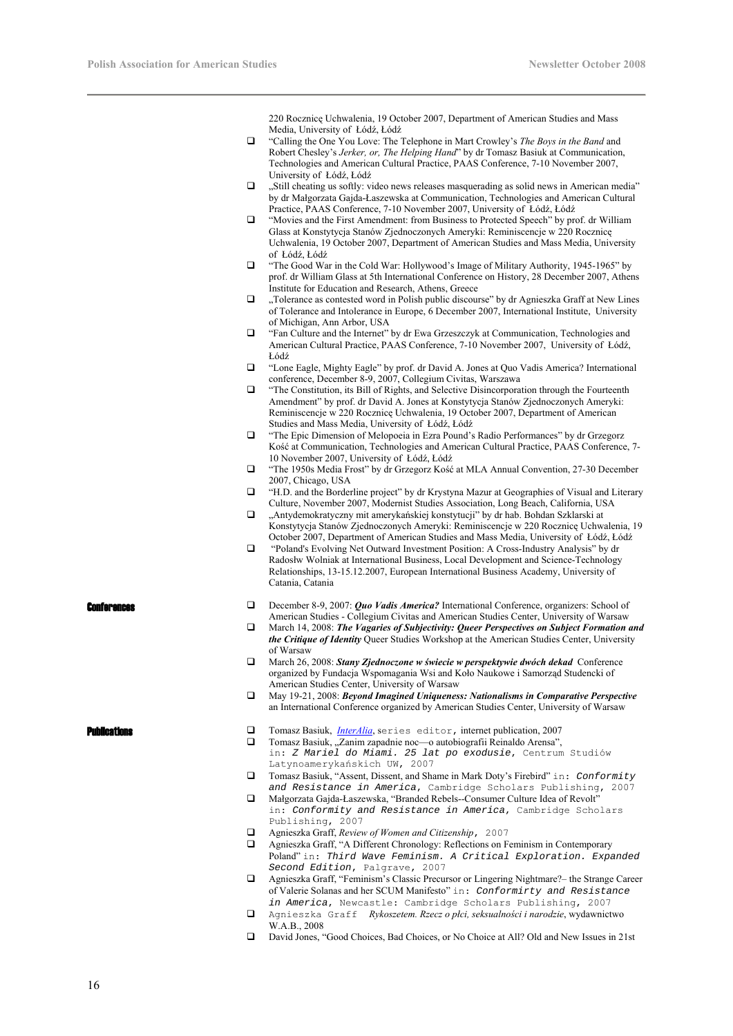220 Rocznicę Uchwalenia, 19 October 2007, Department of American Studies and Mass Media, University of Łódź, Łódź

- "Calling the One You Love: The Telephone in Mart Crowley's *The Boys in the Band* and Robert Chesley's *Jerker, or, The Helping Hand*" by dr Tomasz Basiuk at Communication, Technologies and American Cultural Practice, PAAS Conference, 7-10 November 2007, University of Łódź, Łódź
- „Still cheating us softly: video news releases masquerading as solid news in American media" by dr Małgorzata Gajda-Łaszewska at Communication, Technologies and American Cultural Practice, PAAS Conference, 7-10 November 2007, University of Łódź, Łódź
- "Movies and the First Amendment: from Business to Protected Speech" by prof. dr William Glass at Konstytycja Stanów Zjednoczonych Ameryki: Reminiscencje w 220 Rocznicę Uchwalenia, 19 October 2007, Department of American Studies and Mass Media, University of Łódź, Łódź
- "The Good War in the Cold War: Hollywood's Image of Military Authority, 1945-1965" by prof. dr William Glass at 5th International Conference on History, 28 December 2007, Athens Institute for Education and Research, Athens, Greece
- „Tolerance as contested word in Polish public discourse" by dr Agnieszka Graff at New Lines of Tolerance and Intolerance in Europe, 6 December 2007, International Institute, University of Michigan, Ann Arbor, USA
- "Fan Culture and the Internet" by dr Ewa Grzeszczyk at Communication, Technologies and American Cultural Practice, PAAS Conference, 7-10 November 2007, University of Łódź, Łódź
- "Lone Eagle, Mighty Eagle" by prof. dr David A. Jones at Quo Vadis America? International conference, December 8-9, 2007, Collegium Civitas, Warszawa
- "The Constitution, its Bill of Rights, and Selective Disincorporation through the Fourteenth Amendment" by prof. dr David A. Jones at Konstytycja Stanów Zjednoczonych Ameryki: Reminiscencje w 220 Rocznicę Uchwalenia, 19 October 2007, Department of American Studies and Mass Media, University of Łódź, Łódź
- "The Epic Dimension of Melopoeia in Ezra Pound's Radio Performances" by dr Grzegorz Kość at Communication, Technologies and American Cultural Practice, PAAS Conference, 7-10 November 2007, University of Łódź, Łódź
- "The 1950s Media Frost" by dr Grzegorz Kość at MLA Annual Convention, 27-30 December 2007, Chicago, USA
- "H.D. and the Borderline project" by dr Krystyna Mazur at Geographies of Visual and Literary Culture, November 2007, Modernist Studies Association, Long Beach, California, USA
- „Antydemokratyczny mit amerykańskiej konstytucji" by dr hab. Bohdan Szklarski at Konstytycja Stanów Zjednoczonych Ameryki: Reminiscencje w 220 Rocznicę Uchwalenia, 19 October 2007, Department of American Studies and Mass Media, University of Łódź, Łódź
- "Poland's Evolving Net Outward Investment Position: A Cross-Industry Analysis" by dr Radosłw Wolniak at International Business, Local Development and Science-Technology Relationships, 13-15.12.2007, European International Business Academy, University of Catania, Catania

## Conferences

- December 8-9, 2007: ***Quo Vadis America?*** International Conference, organizers: School of American Studies - Collegium Civitas and American Studies Center, University of Warsaw
- March 14, 2008: ***The Vagaries of Subjectivity: Queer Perspectives on Subject Formation and the Critique of Identity*** Queer Studies Workshop at the American Studies Center, University of Warsaw
- March 26, 2008: ***Stany Zjednoczone w świecie w perspektywie dwóch dekad*** Conference organized by Fundacja Wspomagania Wsi and Koło Naukowe i Samorząd Studencki of American Studies Center, University of Warsaw
- May 19-21, 2008: ***Beyond Imagined Uniqueness: Nationalisms in Comparative Perspective*** an International Conference organized by American Studies Center, University of Warsaw

## Publications

- Tomasz Basiuk, *InterAlia*, series editor, internet publication, 2007
- Tomasz Basiuk, „Zanim zapadnie noc—o autobiografii Reinaldo Arensa", in: *Z Mariel do Miami. 25 lat po exodusie*, Centrum Studiów Latynoamerykańskich UW, 2007
- Tomasz Basiuk, "Assent, Dissent, and Shame in Mark Doty's Firebird" in: *Conformity and Resistance in America*, Cambridge Scholars Publishing, 2007
- Małgorzata Gajda-Łaszewska, "Branded Rebels--Consumer Culture Idea of Revolt" in: *Conformity and Resistance in America*, Cambridge Scholars Publishing, 2007
- Agnieszka Graff, *Review of Women and Citizenship*, 2007
- Agnieszka Graff, "A Different Chronology: Reflections on Feminism in Contemporary Poland" in: *Third Wave Feminism. A Critical Exploration. Expanded Second Edition*, Palgrave, 2007
- Agnieszka Graff, "Feminism's Classic Precursor or Lingering Nightmare?– the Strange Career of Valerie Solanas and her SCUM Manifesto" in: *Conformirty and Resistance in America*, Newcastle: Cambridge Scholars Publishing, 2007
- Agnieszka Graff *Rykoszetem. Rzecz o płci, seksualności i narodzie*, wydawnictwo W.A.B., 2008
- David Jones, "Good Choices, Bad Choices, or No Choice at All? Old and New Issues in 21st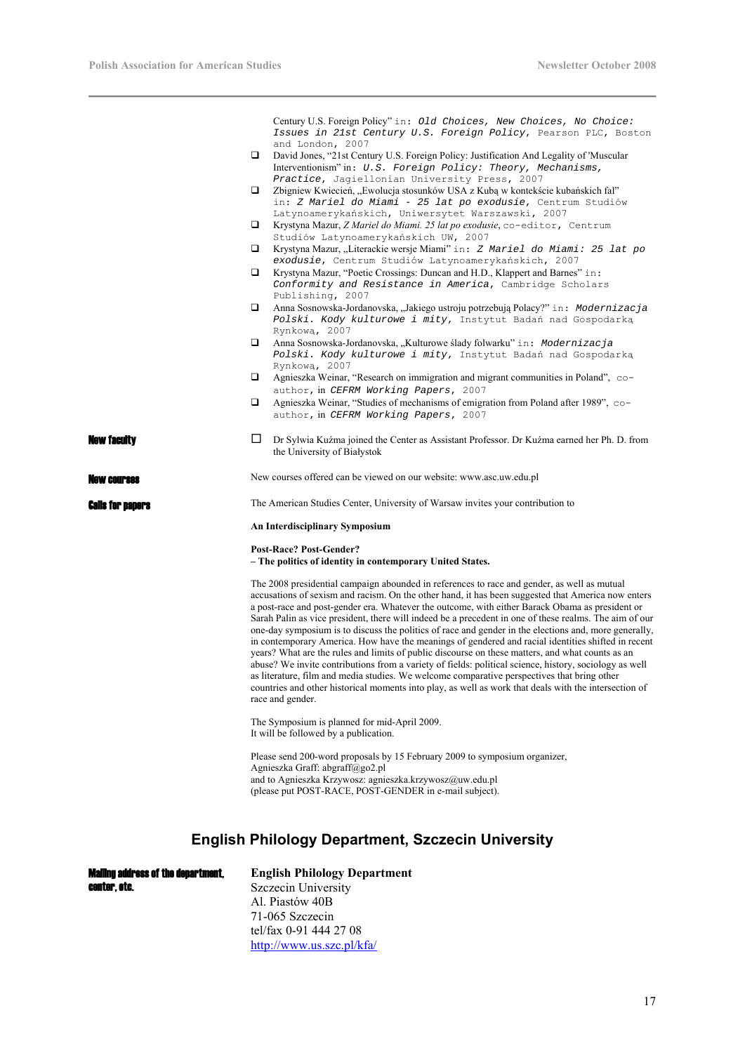- Century U.S. Foreign Policy" in: *Old Choices, New Choices, No Choice: Issues in 21st Century U.S. Foreign Policy*, Pearson PLC, Boston and London, 2007
- David Jones, "21st Century U.S. Foreign Policy: Justification And Legality of 'Muscular Interventionism" in: *U.S. Foreign Policy: Theory, Mechanisms, Practice*, Jagiellonian University Press, 2007
- Zbigniew Kwiecień, „Ewolucja stosunków USA z Kubą w kontekście kubańskich fal" in: *Z Mariel do Miami - 25 lat po exodusie*, Centrum Studiów Latynoamerykańskich, Uniwersytet Warszawski, 2007
- Krystyna Mazur, *Z Mariel do Miami. 25 lat po exodusie*, co-editor, Centrum Studiów Latynoamerykańskich UW, 2007
- Krystyna Mazur, „Literackie wersje Miami" in: *Z Mariel do Miami: 25 lat po exodusie*, Centrum Studiów Latynoamerykańskich, 2007
- Krystyna Mazur, "Poetic Crossings: Duncan and H.D., Klappert and Barnes" in: *Conformity and Resistance in America*, Cambridge Scholars Publishing, 2007
- Anna Sosnowska-Jordanovska, „Jakiego ustroju potrzebują Polacy?" in: *Modernizacja Polski. Kody kulturowe i mity*, Instytut Badań nad Gospodarką Rynkową, 2007
- Anna Sosnowska-Jordanovska, „Kulturowe ślady folwarku" in: *Modernizacja Polski. Kody kulturowe i mity*, Instytut Badań nad Gospodarką Rynkową, 2007
- Agnieszka Weinar, "Research on immigration and migrant communities in Poland", co-author, in *CEFRM Working Papers*, 2007
- Agnieszka Weinar, "Studies of mechanisms of emigration from Poland after 1989", co-author, in *CEFRM Working Papers*, 2007

**New faculty**

- Dr Sylwia Kuźma joined the Center as Assistant Professor. Dr Kuźma earned her Ph. D. from the University of Białystok

**New courses**

New courses offered can be viewed on our website: www.asc.uw.edu.pl

**Calls for papers**

The American Studies Center, University of Warsaw invites your contribution to

**An Interdisciplinary Symposium**

**Post-Race? Post-Gender?**
**– The politics of identity in contemporary United States.**

The 2008 presidential campaign abounded in references to race and gender, as well as mutual accusations of sexism and racism. On the other hand, it has been suggested that America now enters a post-race and post-gender era. Whatever the outcome, with either Barack Obama as president or Sarah Palin as vice president, there will indeed be a precedent in one of these realms. The aim of our one-day symposium is to discuss the politics of race and gender in the elections and, more generally, in contemporary America. How have the meanings of gendered and racial identities shifted in recent years? What are the rules and limits of public discourse on these matters, and what counts as an abuse? We invite contributions from a variety of fields: political science, history, sociology as well as literature, film and media studies. We welcome comparative perspectives that bring other countries and other historical moments into play, as well as work that deals with the intersection of race and gender.

The Symposium is planned for mid-April 2009.
It will be followed by a publication.

Please send 200-word proposals by 15 February 2009 to symposium organizer,
Agnieszka Graff: abgraff@go2.pl
and to Agnieszka Krzywosz: agnieszka.krzywosz@uw.edu.pl
(please put POST-RACE, POST-GENDER in e-mail subject).

## English Philology Department, Szczecin University

**Mailing address of the department, center, etc.**

**English Philology Department**
Szczecin University
Al. Piastów 40B
71-065 Szczecin
tel/fax 0-91 444 27 08
http://www.us.szc.pl/kfa/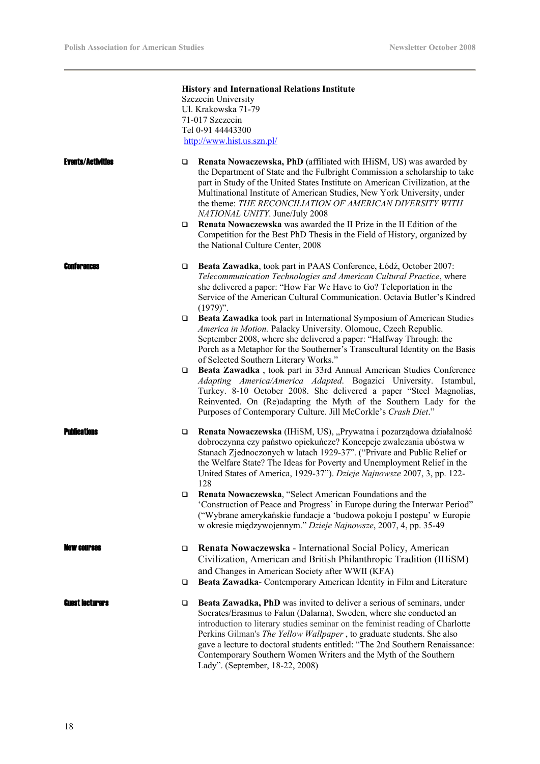**History and International Relations Institute**
Szczecin University
Ul. Krakowska 71-79
71-017 Szczecin
Tel 0-91 44443300
http://www.hist.us.szn.pl/

### Events/Activities

- **Renata Nowaczewska, PhD** (affiliated with IHiSM, US) was awarded by the Department of State and the Fulbright Commission a scholarship to take part in Study of the United States Institute on American Civilization, at the Multinational Institute of American Studies, New York University, under the theme: *THE RECONCILIATION OF AMERICAN DIVERSITY WITH NATIONAL UNITY*. June/July 2008
- **Renata Nowaczewska** was awarded the II Prize in the II Edition of the Competition for the Best PhD Thesis in the Field of History, organized by the National Culture Center, 2008

### Conferences

- **Beata Zawadka**, took part in PAAS Conference, Łódź, October 2007: *Telecommunication Technologies and American Cultural Practice*, where she delivered a paper: "How Far We Have to Go? Teleportation in the Service of the American Cultural Communication. Octavia Butler's Kindred (1979)".
- **Beata Zawadka** took part in International Symposium of American Studies *America in Motion.* Palacky University. Olomouc, Czech Republic. September 2008, where she delivered a paper: "Halfway Through: the Porch as a Metaphor for the Southerner's Transcultural Identity on the Basis of Selected Southern Literary Works."
- **Beata Zawadka** , took part in 33rd Annual American Studies Conference *Adapting America/America Adapted*. Bogazici University. Istambul, Turkey. 8-10 October 2008. She delivered a paper "Steel Magnolias, Reinvented. On (Re)adapting the Myth of the Southern Lady for the Purposes of Contemporary Culture. Jill McCorkle's *Crash Diet*."

### Publications

- **Renata Nowaczewska** (IHiSM, US), „Prywatna i pozarządowa działalność dobroczynna czy państwo opiekuńcze? Koncepcje zwalczania ubóstwa w Stanach Zjednoczonych w latach 1929-37". ("Private and Public Relief or the Welfare State? The Ideas for Poverty and Unemployment Relief in the United States of America, 1929-37"). *Dzieje Najnowsze* 2007, 3, pp. 122-128
- **Renata Nowaczewska**, "Select American Foundations and the 'Construction of Peace and Progress' in Europe during the Interwar Period" ("Wybrane amerykańskie fundacje a 'budowa pokoju I postępu' w Europie w okresie międzywojennym." *Dzieje Najnowsze*, 2007, 4, pp. 35-49

### New courses

- **Renata Nowaczewska** - International Social Policy, American Civilization, American and British Philanthropic Tradition (IHiSM) and Changes in American Society after WWII (KFA)
- **Beata Zawadka**- Contemporary American Identity in Film and Literature

### Guest lecturers

- **Beata Zawadka, PhD** was invited to deliver a serious of seminars, under Socrates/Erasmus to Falun (Dalarna), Sweden, where she conducted an introduction to literary studies seminar on the feminist reading of Charlotte Perkins Gilman's *The Yellow Wallpaper* , to graduate students. She also gave a lecture to doctoral students entitled: "The 2nd Southern Renaissance: Contemporary Southern Women Writers and the Myth of the Southern Lady". (September, 18-22, 2008)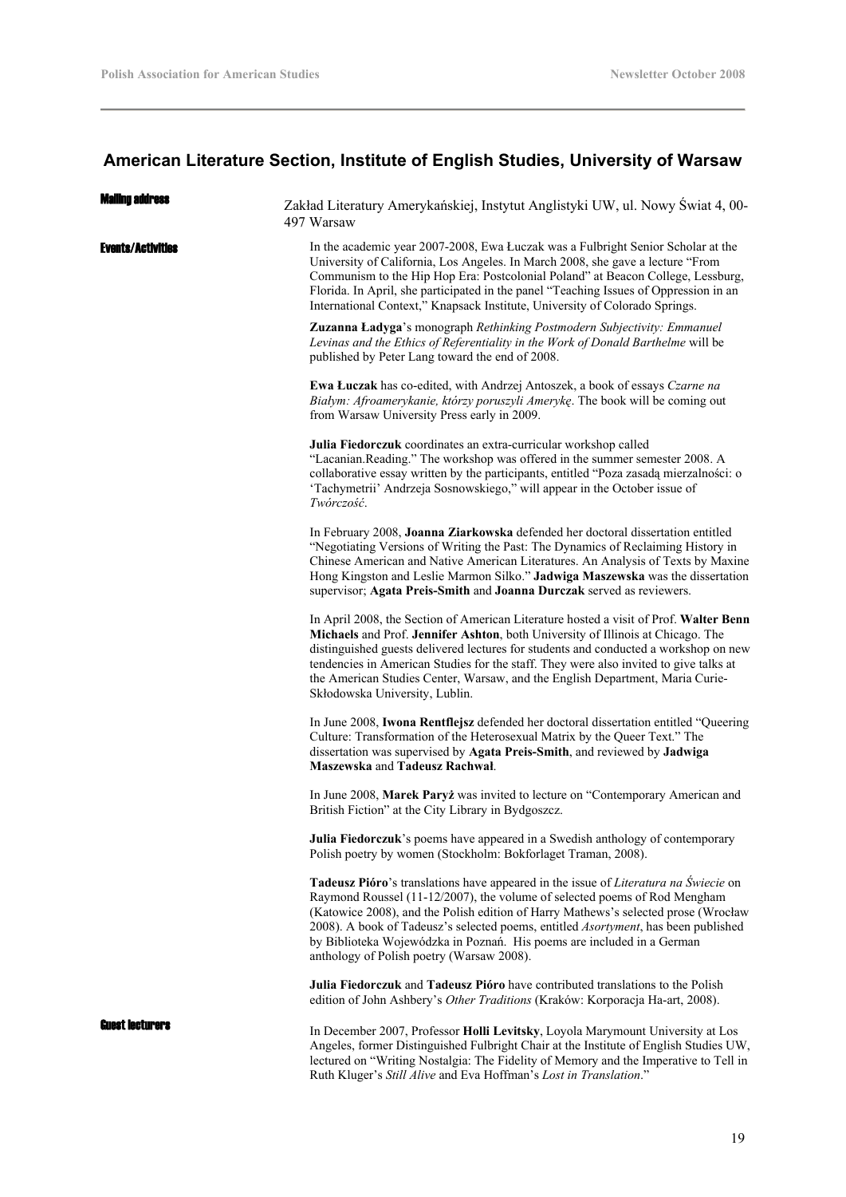## American Literature Section, Institute of English Studies, University of Warsaw

**Mailing address**

Zakład Literatury Amerykańskiej, Instytut Anglistyki UW, ul. Nowy Świat 4, 00-497 Warsaw

**Events/Activities**

In the academic year 2007-2008, Ewa Łuczak was a Fulbright Senior Scholar at the University of California, Los Angeles. In March 2008, she gave a lecture "From Communism to the Hip Hop Era: Postcolonial Poland" at Beacon College, Lessburg, Florida. In April, she participated in the panel "Teaching Issues of Oppression in an International Context," Knapsack Institute, University of Colorado Springs.

**Zuzanna Ładyga**'s monograph *Rethinking Postmodern Subjectivity: Emmanuel Levinas and the Ethics of Referentiality in the Work of Donald Barthelme* will be published by Peter Lang toward the end of 2008.

**Ewa Łuczak** has co-edited, with Andrzej Antoszek, a book of essays *Czarne na Białym: Afroamerykanie, którzy poruszyli Amerykę*. The book will be coming out from Warsaw University Press early in 2009.

**Julia Fiedorczuk** coordinates an extra-curricular workshop called "Lacanian.Reading." The workshop was offered in the summer semester 2008. A collaborative essay written by the participants, entitled "Poza zasadą mierzalności: o 'Tachymetrii' Andrzeja Sosnowskiego," will appear in the October issue of *Twórczość*.

In February 2008, **Joanna Ziarkowska** defended her doctoral dissertation entitled "Negotiating Versions of Writing the Past: The Dynamics of Reclaiming History in Chinese American and Native American Literatures. An Analysis of Texts by Maxine Hong Kingston and Leslie Marmon Silko." **Jadwiga Maszewska** was the dissertation supervisor; **Agata Preis-Smith** and **Joanna Durczak** served as reviewers.

In April 2008, the Section of American Literature hosted a visit of Prof. **Walter Benn Michaels** and Prof. **Jennifer Ashton**, both University of Illinois at Chicago. The distinguished guests delivered lectures for students and conducted a workshop on new tendencies in American Studies for the staff. They were also invited to give talks at the American Studies Center, Warsaw, and the English Department, Maria Curie-Skłodowska University, Lublin.

In June 2008, **Iwona Rentflejsz** defended her doctoral dissertation entitled "Queering Culture: Transformation of the Heterosexual Matrix by the Queer Text." The dissertation was supervised by **Agata Preis-Smith**, and reviewed by **Jadwiga Maszewska** and **Tadeusz Rachwał**.

In June 2008, **Marek Paryż** was invited to lecture on "Contemporary American and British Fiction" at the City Library in Bydgoszcz.

**Julia Fiedorczuk**'s poems have appeared in a Swedish anthology of contemporary Polish poetry by women (Stockholm: Bokforlaget Traman, 2008).

**Tadeusz Pióro**'s translations have appeared in the issue of *Literatura na Świecie* on Raymond Roussel (11-12/2007), the volume of selected poems of Rod Mengham (Katowice 2008), and the Polish edition of Harry Mathews's selected prose (Wrocław 2008). A book of Tadeusz's selected poems, entitled *Asortyment*, has been published by Biblioteka Wojewódzka in Poznań. His poems are included in a German anthology of Polish poetry (Warsaw 2008).

**Julia Fiedorczuk** and **Tadeusz Pióro** have contributed translations to the Polish edition of John Ashbery's *Other Traditions* (Kraków: Korporacja Ha-art, 2008).

**Guest lecturers**

In December 2007, Professor **Holli Levitsky**, Loyola Marymount University at Los Angeles, former Distinguished Fulbright Chair at the Institute of English Studies UW, lectured on "Writing Nostalgia: The Fidelity of Memory and the Imperative to Tell in Ruth Kluger's *Still Alive* and Eva Hoffman's *Lost in Translation*."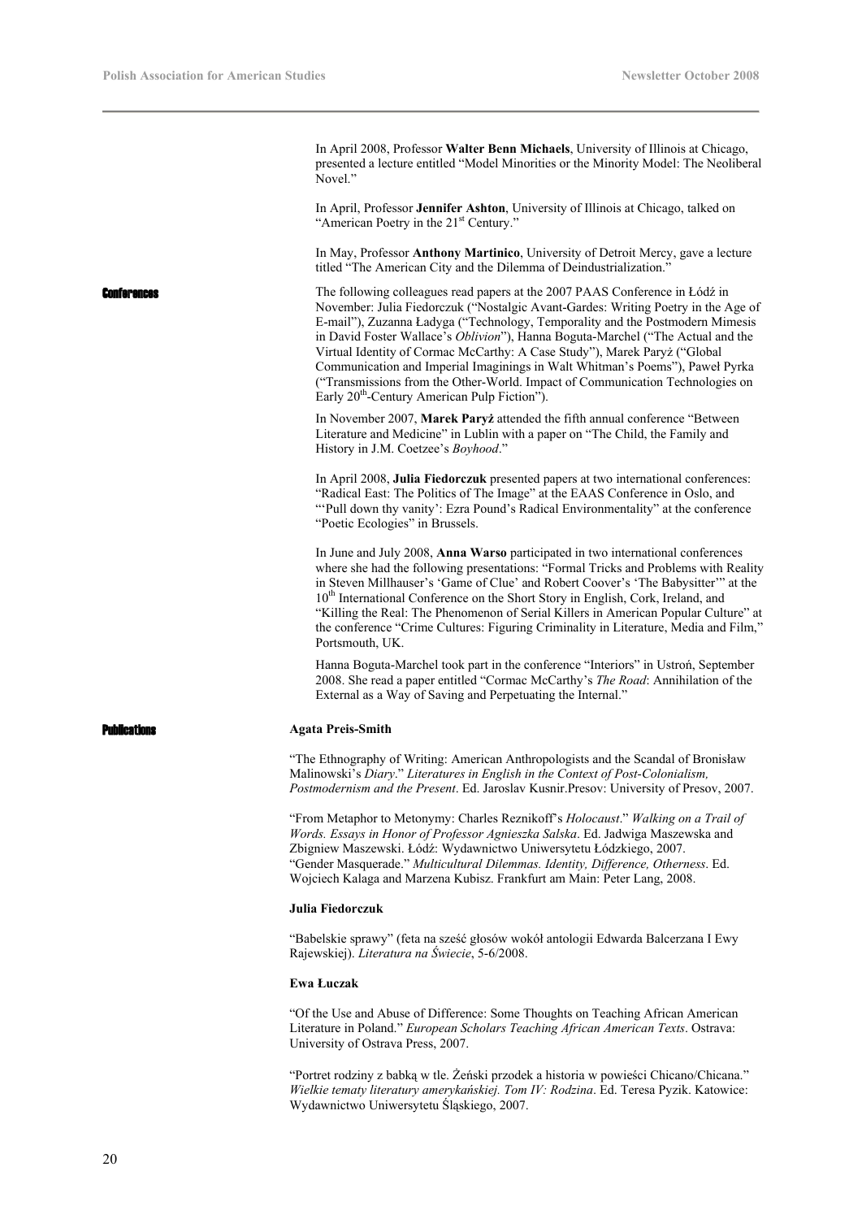In April 2008, Professor **Walter Benn Michaels**, University of Illinois at Chicago, presented a lecture entitled "Model Minorities or the Minority Model: The Neoliberal Novel."

In April, Professor **Jennifer Ashton**, University of Illinois at Chicago, talked on "American Poetry in the 21st Century."

In May, Professor **Anthony Martinico**, University of Detroit Mercy, gave a lecture titled "The American City and the Dilemma of Deindustrialization."

## Conferences

The following colleagues read papers at the 2007 PAAS Conference in Łódź in November: Julia Fiedorczuk ("Nostalgic Avant-Gardes: Writing Poetry in the Age of E-mail"), Zuzanna Ładyga ("Technology, Temporality and the Postmodern Mimesis in David Foster Wallace's *Oblivion*"), Hanna Boguta-Marchel ("The Actual and the Virtual Identity of Cormac McCarthy: A Case Study"), Marek Paryż ("Global Communication and Imperial Imaginings in Walt Whitman's Poems"), Paweł Pyrka ("Transmissions from the Other-World. Impact of Communication Technologies on Early 20th-Century American Pulp Fiction").

In November 2007, **Marek Paryż** attended the fifth annual conference "Between Literature and Medicine" in Lublin with a paper on "The Child, the Family and History in J.M. Coetzee's *Boyhood*."

In April 2008, **Julia Fiedorczuk** presented papers at two international conferences: "Radical East: The Politics of The Image" at the EAAS Conference in Oslo, and "'Pull down thy vanity': Ezra Pound's Radical Environmentality" at the conference "Poetic Ecologies" in Brussels.

In June and July 2008, **Anna Warso** participated in two international conferences where she had the following presentations: "Formal Tricks and Problems with Reality in Steven Millhauser's 'Game of Clue' and Robert Coover's 'The Babysitter'" at the 10th International Conference on the Short Story in English, Cork, Ireland, and "Killing the Real: The Phenomenon of Serial Killers in American Popular Culture" at the conference "Crime Cultures: Figuring Criminality in Literature, Media and Film," Portsmouth, UK.

Hanna Boguta-Marchel took part in the conference "Interiors" in Ustroń, September 2008. She read a paper entitled "Cormac McCarthy's *The Road*: Annihilation of the External as a Way of Saving and Perpetuating the Internal."

## Publications

**Agata Preis-Smith**

"The Ethnography of Writing: American Anthropologists and the Scandal of Bronisław Malinowski's *Diary*." *Literatures in English in the Context of Post-Colonialism, Postmodernism and the Present*. Ed. Jaroslav Kusnir.Presov: University of Presov, 2007.

"From Metaphor to Metonymy: Charles Reznikoff's *Holocaust*." *Walking on a Trail of Words. Essays in Honor of Professor Agnieszka Salska*. Ed. Jadwiga Maszewska and Zbigniew Maszewski. Łódź: Wydawnictwo Uniwersytetu Łódzkiego, 2007.
"Gender Masquerade." *Multicultural Dilemmas. Identity, Difference, Otherness*. Ed. Wojciech Kalaga and Marzena Kubisz. Frankfurt am Main: Peter Lang, 2008.

**Julia Fiedorczuk**

"Babelskie sprawy" (feta na sześć głosów wokół antologii Edwarda Balcerzana I Ewy Rajewskiej). *Literatura na Świecie*, 5-6/2008.

**Ewa Łuczak**

"Of the Use and Abuse of Difference: Some Thoughts on Teaching African American Literature in Poland." *European Scholars Teaching African American Texts*. Ostrava: University of Ostrava Press, 2007.

"Portret rodziny z babką w tle. Żeński przodek a historia w powieści Chicano/Chicana." *Wielkie tematy literatury amerykańskiej. Tom IV: Rodzina*. Ed. Teresa Pyzik. Katowice: Wydawnictwo Uniwersytetu Śląskiego, 2007.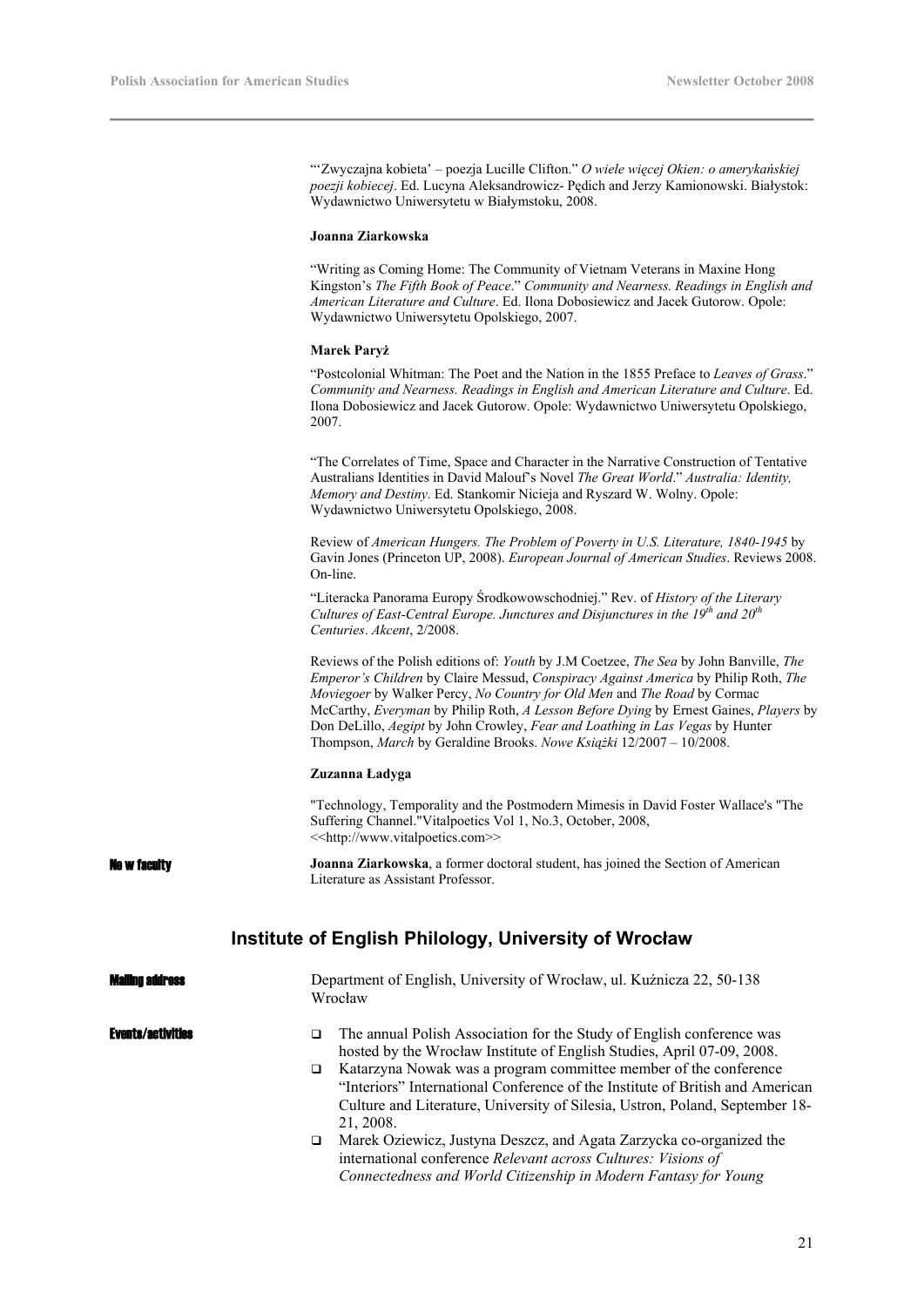"'Zwyczajna kobieta' – poezja Lucille Clifton." *O wiele więcej Okien: o amerykańskiej poezji kobiecej*. Ed. Lucyna Aleksandrowicz- Pędich and Jerzy Kamionowski. Białystok: Wydawnictwo Uniwersytetu w Białymstoku, 2008.

**Joanna Ziarkowska**

"Writing as Coming Home: The Community of Vietnam Veterans in Maxine Hong Kingston's *The Fifth Book of Peace*." *Community and Nearness. Readings in English and American Literature and Culture*. Ed. Ilona Dobosiewicz and Jacek Gutorow. Opole: Wydawnictwo Uniwersytetu Opolskiego, 2007.

**Marek Paryż**

"Postcolonial Whitman: The Poet and the Nation in the 1855 Preface to *Leaves of Grass*." *Community and Nearness. Readings in English and American Literature and Culture*. Ed. Ilona Dobosiewicz and Jacek Gutorow. Opole: Wydawnictwo Uniwersytetu Opolskiego, 2007.

"The Correlates of Time, Space and Character in the Narrative Construction of Tentative Australians Identities in David Malouf's Novel *The Great World*." *Australia: Identity, Memory and Destiny*. Ed. Stankomir Nicieja and Ryszard W. Wolny. Opole: Wydawnictwo Uniwersytetu Opolskiego, 2008.

Review of *American Hungers. The Problem of Poverty in U.S. Literature, 1840-1945* by Gavin Jones (Princeton UP, 2008). *European Journal of American Studies*. Reviews 2008. On-line.

"Literacka Panorama Europy Środkowowschodniej." Rev. of *History of the Literary Cultures of East-Central Europe. Junctures and Disjunctures in the 19th and 20th Centuries*. *Akcent*, 2/2008.

Reviews of the Polish editions of: *Youth* by J.M Coetzee, *The Sea* by John Banville, *The Emperor's Children* by Claire Messud, *Conspiracy Against America* by Philip Roth, *The Moviegoer* by Walker Percy, *No Country for Old Men* and *The Road* by Cormac McCarthy, *Everyman* by Philip Roth, *A Lesson Before Dying* by Ernest Gaines, *Players* by Don DeLillo, *Aegipt* by John Crowley, *Fear and Loathing in Las Vegas* by Hunter Thompson, *March* by Geraldine Brooks. *Nowe Książki* 12/2007 – 10/2008.

**Zuzanna Ładyga**

"Technology, Temporality and the Postmodern Mimesis in David Foster Wallace's "The Suffering Channel."Vitalpoetics Vol 1, No.3, October, 2008, <<http://www.vitalpoetics.com>>

**New faculty**

**Joanna Ziarkowska**, a former doctoral student, has joined the Section of American Literature as Assistant Professor.

## Institute of English Philology, University of Wrocław

**Mailing address**

Department of English, University of Wrocław, ul. Kuźnicza 22, 50-138 Wrocław

**Events/activities**

- The annual Polish Association for the Study of English conference was hosted by the Wrocław Institute of English Studies, April 07-09, 2008.
- Katarzyna Nowak was a program committee member of the conference "Interiors" International Conference of the Institute of British and American Culture and Literature, University of Silesia, Ustron, Poland, September 18-21, 2008.
- Marek Oziewicz, Justyna Deszcz, and Agata Zarzycka co-organized the international conference *Relevant across Cultures: Visions of Connectedness and World Citizenship in Modern Fantasy for Young*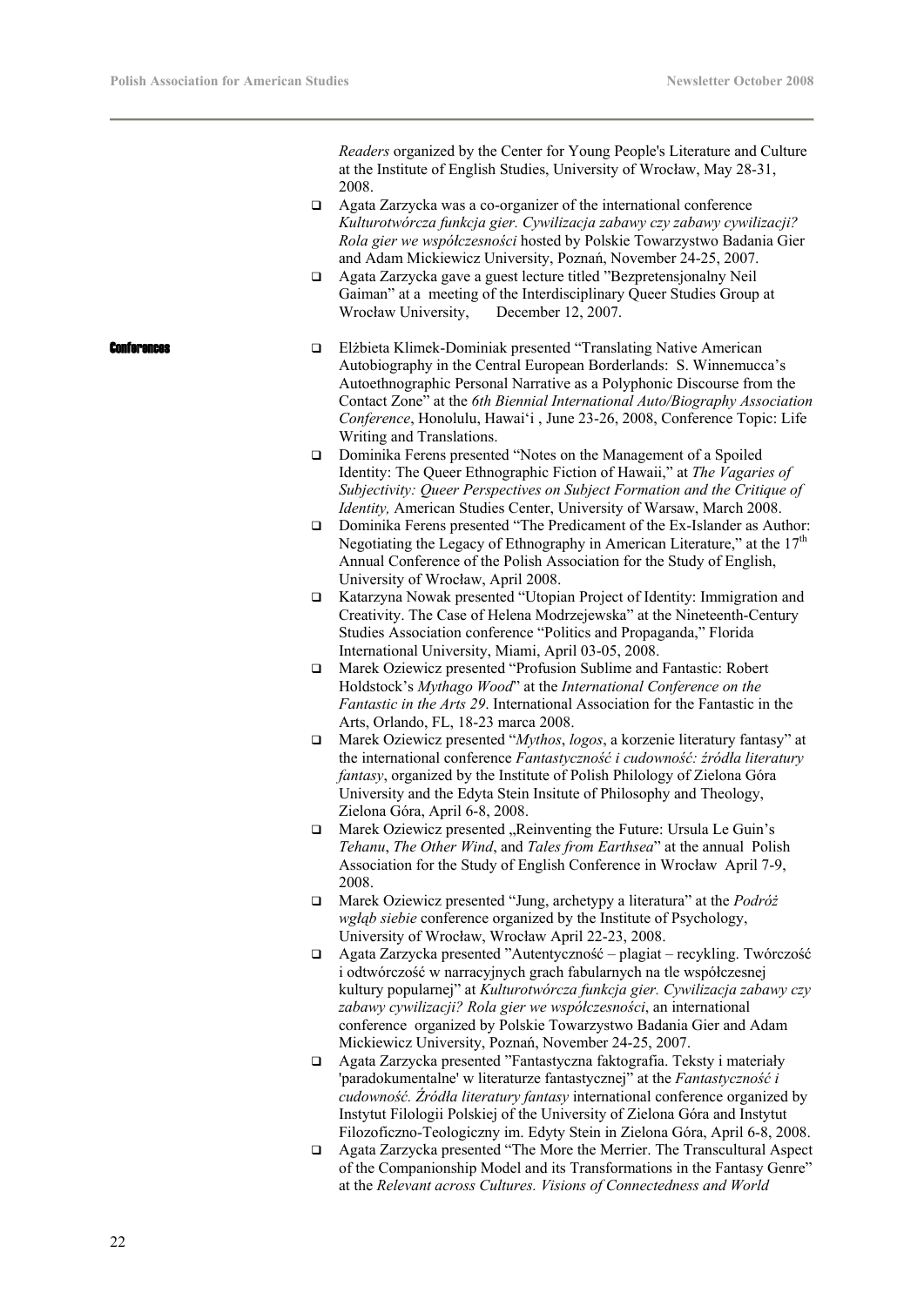*Readers* organized by the Center for Young People's Literature and Culture at the Institute of English Studies, University of Wrocław, May 28-31, 2008.

- Agata Zarzycka was a co-organizer of the international conference *Kulturotwórcza funkcja gier. Cywilizacja zabawy czy zabawy cywilizacji? Rola gier we współczesności* hosted by Polskie Towarzystwo Badania Gier and Adam Mickiewicz University, Poznań, November 24-25, 2007.
- Agata Zarzycka gave a guest lecture titled "Bezpretensjonalny Neil Gaiman" at a meeting of the Interdisciplinary Queer Studies Group at Wrocław University, December 12, 2007.

**Conferences**

- Elżbieta Klimek-Dominiak presented "Translating Native American Autobiography in the Central European Borderlands: S. Winnemucca's Autoethnographic Personal Narrative as a Polyphonic Discourse from the Contact Zone" at the *6th Biennial International Auto/Biography Association Conference*, Honolulu, Hawai'i , June 23-26, 2008, Conference Topic: Life Writing and Translations.
- Dominika Ferens presented "Notes on the Management of a Spoiled Identity: The Queer Ethnographic Fiction of Hawaii," at *The Vagaries of Subjectivity: Queer Perspectives on Subject Formation and the Critique of Identity,* American Studies Center, University of Warsaw, March 2008.
- Dominika Ferens presented "The Predicament of the Ex-Islander as Author: Negotiating the Legacy of Ethnography in American Literature," at the 17th Annual Conference of the Polish Association for the Study of English, University of Wrocław, April 2008.
- Katarzyna Nowak presented "Utopian Project of Identity: Immigration and Creativity. The Case of Helena Modrzejewska" at the Nineteenth-Century Studies Association conference "Politics and Propaganda," Florida International University, Miami, April 03-05, 2008.
- Marek Oziewicz presented "Profusion Sublime and Fantastic: Robert Holdstock's *Mythago Wood*" at the *International Conference on the Fantastic in the Arts 29*. International Association for the Fantastic in the Arts, Orlando, FL, 18-23 marca 2008.
- Marek Oziewicz presented "*Mythos*, *logos*, a korzenie literatury fantasy" at the international conference *Fantastyczność i cudowność: źródła literatury fantasy*, organized by the Institute of Polish Philology of Zielona Góra University and the Edyta Stein Insitute of Philosophy and Theology, Zielona Góra, April 6-8, 2008.
- Marek Oziewicz presented „Reinventing the Future: Ursula Le Guin's *Tehanu*, *The Other Wind*, and *Tales from Earthsea*" at the annual Polish Association for the Study of English Conference in Wrocław April 7-9, 2008.
- Marek Oziewicz presented "Jung, archetypy a literatura" at the *Podróż wgłąb siebie* conference organized by the Institute of Psychology, University of Wrocław, Wrocław April 22-23, 2008.
- Agata Zarzycka presented "Autentyczność – plagiat – recykling. Twórczość i odtwórczość w narracyjnych grach fabularnych na tle współczesnej kultury popularnej" at *Kulturotwórcza funkcja gier. Cywilizacja zabawy czy zabawy cywilizacji? Rola gier we współczesności*, an international conference organized by Polskie Towarzystwo Badania Gier and Adam Mickiewicz University, Poznań, November 24-25, 2007.
- Agata Zarzycka presented "Fantastyczna faktografia. Teksty i materiały 'paradokumentalne' w literaturze fantastycznej" at the *Fantastyczność i cudowność. Źródła literatury fantasy* international conference organized by Instytut Filologii Polskiej of the University of Zielona Góra and Instytut Filozoficzno-Teologiczny im. Edyty Stein in Zielona Góra, April 6-8, 2008.
- Agata Zarzycka presented "The More the Merrier. The Transcultural Aspect of the Companionship Model and its Transformations in the Fantasy Genre" at the *Relevant across Cultures. Visions of Connectedness and World*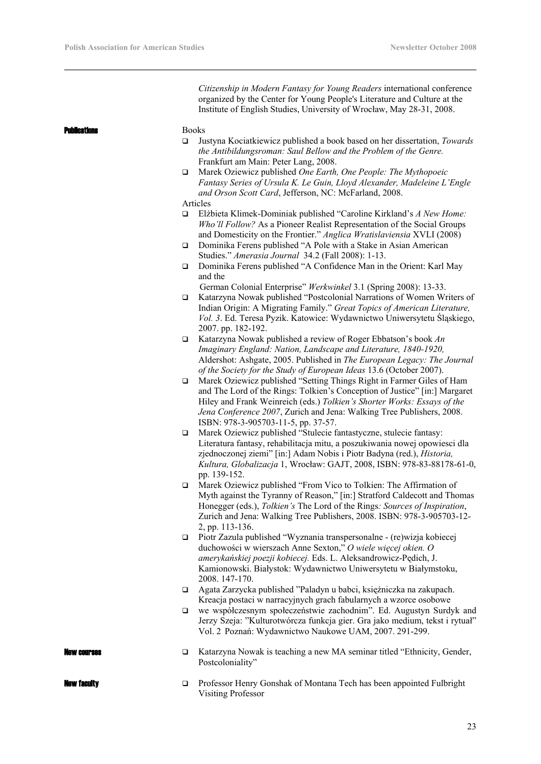*Citizenship in Modern Fantasy for Young Readers* international conference organized by the Center for Young People's Literature and Culture at the Institute of English Studies, University of Wrocław, May 28-31, 2008.

**Publications**

Books

- Justyna Kociatkiewicz published a book based on her dissertation, *Towards the Antibildungsroman: Saul Bellow and the Problem of the Genre.* Frankfurt am Main: Peter Lang, 2008.
- Marek Oziewicz published *One Earth, One People: The Mythopoeic Fantasy Series of Ursula K. Le Guin, Lloyd Alexander, Madeleine L'Engle and Orson Scott Card*, Jefferson, NC: McFarland, 2008.

Articles

- Elżbieta Klimek-Dominiak published "Caroline Kirkland's *A New Home: Who'll Follow?* As a Pioneer Realist Representation of the Social Groups and Domesticity on the Frontier." *Anglica Wratislaviensia* XVLI (2008)
- Dominika Ferens published "A Pole with a Stake in Asian American Studies." *Amerasia Journal* 34.2 (Fall 2008): 1-13.
- Dominika Ferens published "A Confidence Man in the Orient: Karl May and the German Colonial Enterprise" *Werkwinkel* 3.1 (Spring 2008): 13-33.
- Katarzyna Nowak published "Postcolonial Narrations of Women Writers of Indian Origin: A Migrating Family." *Great Topics of American Literature, Vol. 3*. Ed. Teresa Pyzik. Katowice: Wydawnictwo Uniwersytetu Śląskiego, 2007. pp. 182-192.
- Katarzyna Nowak published a review of Roger Ebbatson's book *An Imaginary England: Nation, Landscape and Literature, 1840-1920,* Aldershot: Ashgate, 2005. Published in *The European Legacy: The Journal of the Society for the Study of European Ideas* 13.6 (October 2007).
- Marek Oziewicz published "Setting Things Right in Farmer Giles of Ham and The Lord of the Rings: Tolkien's Conception of Justice" [in:] Margaret Hiley and Frank Weinreich (eds.) *Tolkien's Shorter Works: Essays of the Jena Conference 2007*, Zurich and Jena: Walking Tree Publishers, 2008. ISBN: 978-3-905703-11-5, pp. 37-57.
- Marek Oziewicz published "Stulecie fantastyczne, stulecie fantasy: Literatura fantasy, rehabilitacja mitu, a poszukiwania nowej opowiesci dla zjednoczonej ziemi" [in:] Adam Nobis i Piotr Badyna (red.), *Historia, Kultura, Globalizacja* 1, Wrocław: GAJT, 2008, ISBN: 978-83-88178-61-0, pp. 139-152.
- Marek Oziewicz published "From Vico to Tolkien: The Affirmation of Myth against the Tyranny of Reason," [in:] Stratford Caldecott and Thomas Honegger (eds.), *Tolkien's* The Lord of the Rings*: Sources of Inspiration*, Zurich and Jena: Walking Tree Publishers, 2008. ISBN: 978-3-905703-12-2, pp. 113-136.
- Piotr Zazula published "Wyznania transpersonalne - (re)wizja kobiecej duchowości w wierszach Anne Sexton," *O wiele więcej okien. O amerykańskiej poezji kobiecej.* Eds. L. Aleksandrowicz-Pędich, J. Kamionowski. Białystok: Wydawnictwo Uniwersytetu w Białymstoku, 2008. 147-170.
- Agata Zarzycka published "Paladyn u babci, księżniczka na zakupach. Kreacja postaci w narracyjnych grach fabularnych a wzorce osobowe
- we współczesnym społeczeństwie zachodnim". Ed. Augustyn Surdyk and Jerzy Szeja: "Kulturotwórcza funkcja gier. Gra jako medium, tekst i rytuał" Vol. 2 Poznań: Wydawnictwo Naukowe UAM, 2007. 291-299.

**New courses**

- Katarzyna Nowak is teaching a new MA seminar titled "Ethnicity, Gender, Postcoloniality"

**New faculty**

- Professor Henry Gonshak of Montana Tech has been appointed Fulbright Visiting Professor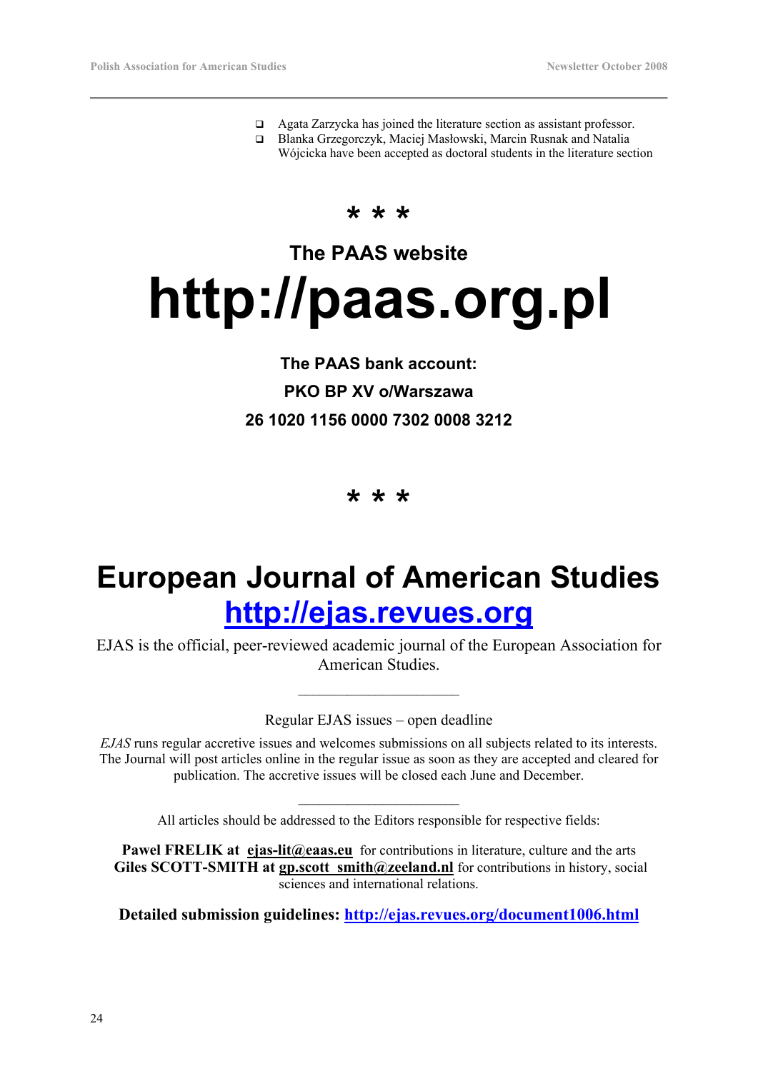- Agata Zarzycka has joined the literature section as assistant professor.
- Blanka Grzegorczyk, Maciej Masłowski, Marcin Rusnak and Natalia Wójcicka have been accepted as doctoral students in the literature section

\* \* \*

**The PAAS website**

# http://paas.org.pl

**The PAAS bank account:**

**PKO BP XV o/Warszawa**

**26 1020 1156 0000 7302 0008 3212**

\* \* \*

# European Journal of American Studies

## [http://ejas.revues.org](http://ejas.revues.org)

EJAS is the official, peer-reviewed academic journal of the European Association for American Studies.

---

Regular EJAS issues – open deadline

*EJAS* runs regular accretive issues and welcomes submissions on all subjects related to its interests. The Journal will post articles online in the regular issue as soon as they are accepted and cleared for publication. The accretive issues will be closed each June and December.

---

All articles should be addressed to the Editors responsible for respective fields:

**Pawel FRELIK at ejas-lit@eaas.eu** for contributions in literature, culture and the arts
**Giles SCOTT-SMITH at gp.scott_smith@zeeland.nl** for contributions in history, social sciences and international relations.

**Detailed submission guidelines: [http://ejas.revues.org/document1006.html](http://ejas.revues.org/document1006.html)**